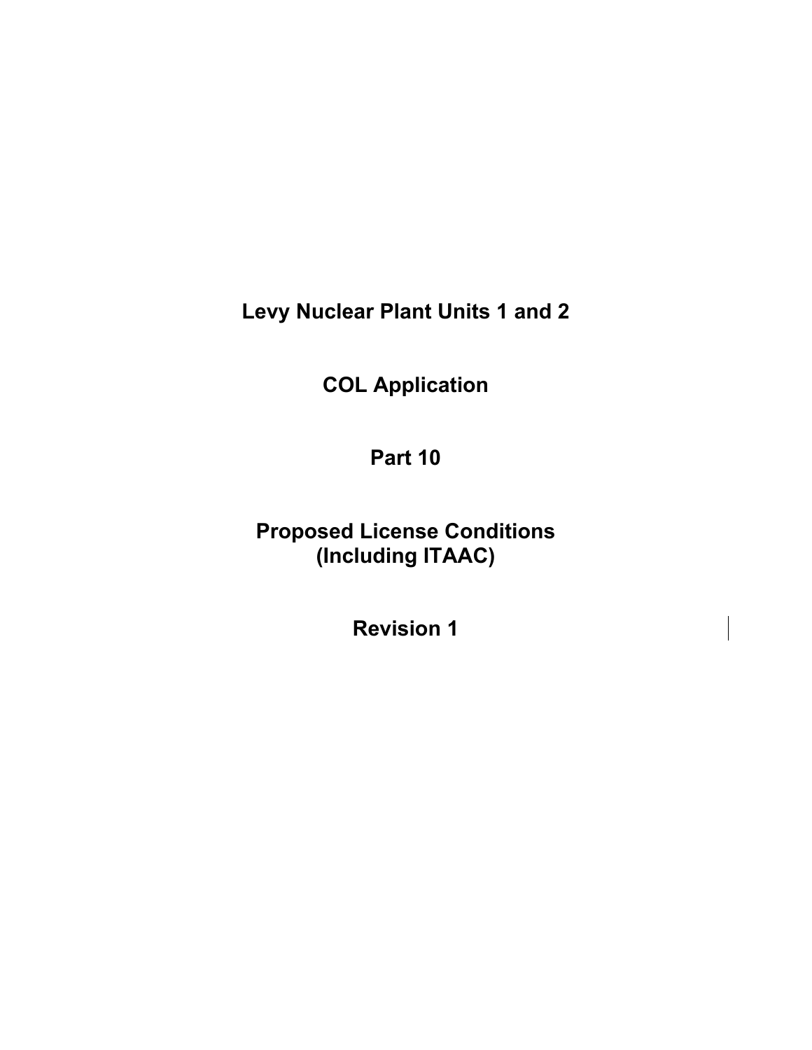# Levy Nuclear Plant Units 1 and 2

# COL Application

# Part 10

# Proposed License Conditions (Including ITAAC)

# Revision 1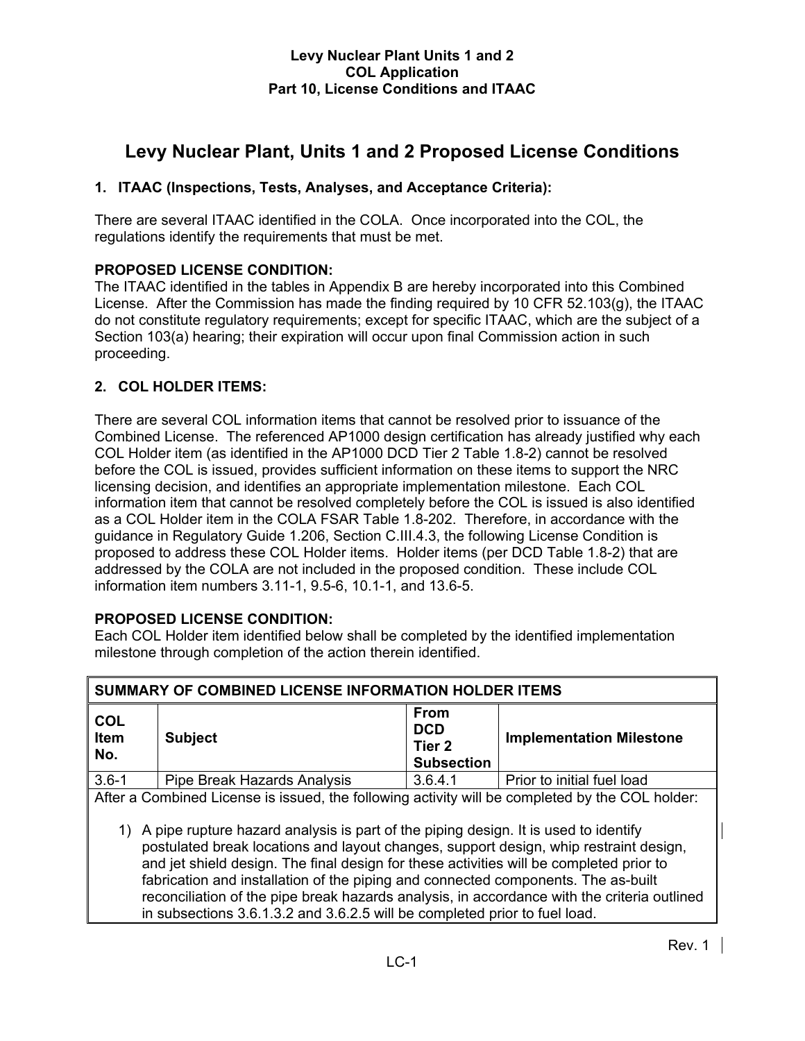# Levy Nuclear Plant, Units 1 and 2 Proposed License Conditions

## 1. ITAAC (Inspections, Tests, Analyses, and Acceptance Criteria):

There are several ITAAC identified in the COLA. Once incorporated into the COL, the regulations identify the requirements that must be met.

**PROPOSED LICENSE CONDITION:**
The ITAAC identified in the tables in Appendix B are hereby incorporated into this Combined License. After the Commission has made the finding required by 10 CFR 52.103(g), the ITAAC do not constitute regulatory requirements; except for specific ITAAC, which are the subject of a Section 103(a) hearing; their expiration will occur upon final Commission action in such proceeding.

## 2. COL HOLDER ITEMS:

There are several COL information items that cannot be resolved prior to issuance of the Combined License. The referenced AP1000 design certification has already justified why each COL Holder item (as identified in the AP1000 DCD Tier 2 Table 1.8-2) cannot be resolved before the COL is issued, provides sufficient information on these items to support the NRC licensing decision, and identifies an appropriate implementation milestone. Each COL information item that cannot be resolved completely before the COL is issued is also identified as a COL Holder item in the COLA FSAR Table 1.8-202. Therefore, in accordance with the guidance in Regulatory Guide 1.206, Section C.III.4.3, the following License Condition is proposed to address these COL Holder items. Holder items (per DCD Table 1.8-2) that are addressed by the COLA are not included in the proposed condition. These include COL information item numbers 3.11-1, 9.5-6, 10.1-1, and 13.6-5.

**PROPOSED LICENSE CONDITION:**
Each COL Holder item identified below shall be completed by the identified implementation milestone through completion of the action therein identified.

| SUMMARY OF COMBINED LICENSE INFORMATION HOLDER ITEMS | | | |
|---|---|---|---|
| **COL Item No.** | **Subject** | **From DCD Tier 2 Subsection** | **Implementation Milestone** |
| 3.6-1 | Pipe Break Hazards Analysis | 3.6.4.1 | Prior to initial fuel load |
| After a Combined License is issued, the following activity will be completed by the COL holder:<br><br>1) A pipe rupture hazard analysis is part of the piping design. It is used to identify postulated break locations and layout changes, support design, whip restraint design, and jet shield design. The final design for these activities will be completed prior to fabrication and installation of the piping and connected components. The as-built reconciliation of the pipe break hazards analysis, in accordance with the criteria outlined in subsections 3.6.1.3.2 and 3.6.2.5 will be completed prior to fuel load. | | | |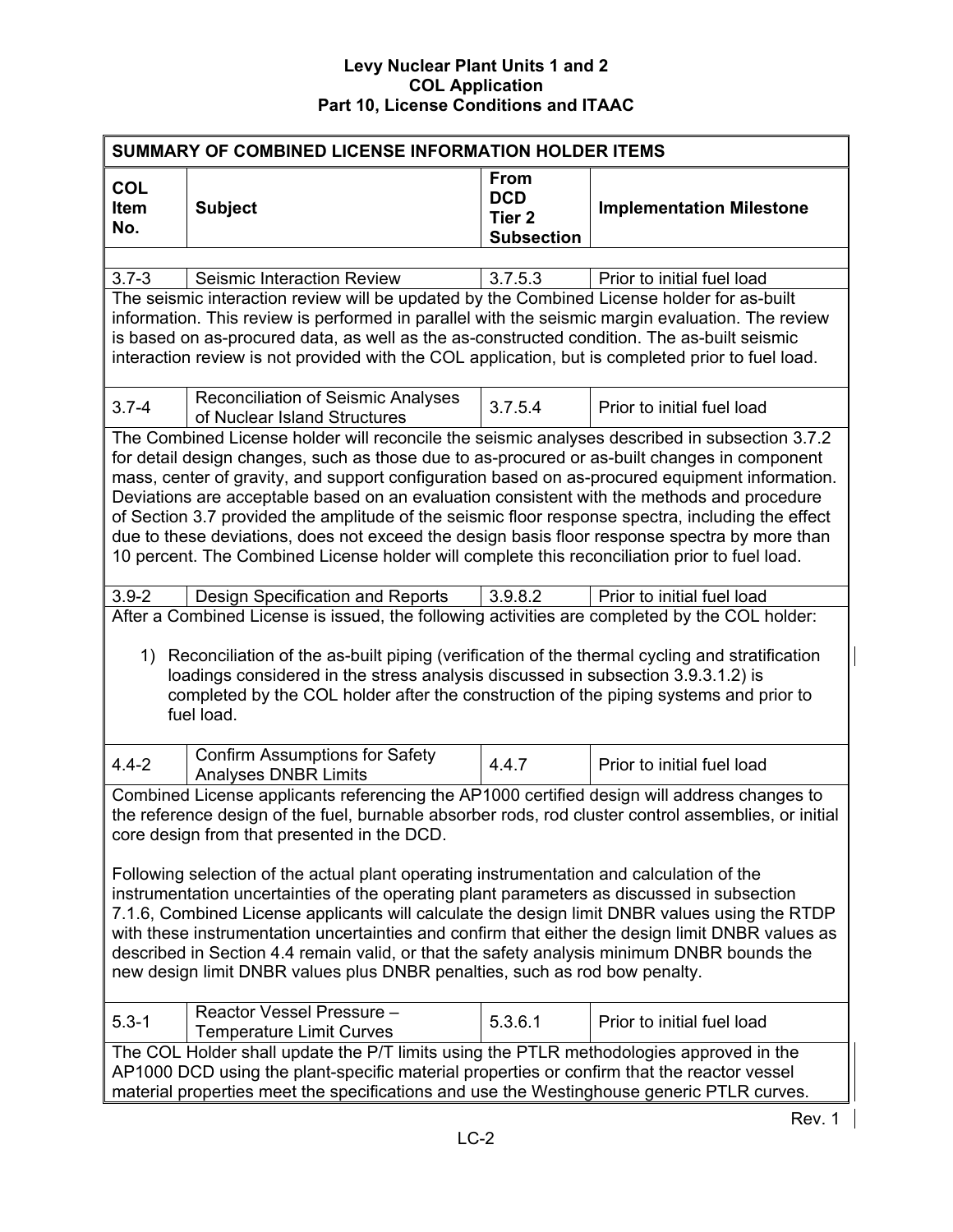| SUMMARY OF COMBINED LICENSE INFORMATION HOLDER ITEMS | | | |
|---|---|---|---|
| **COL Item No.** | **Subject** | **From DCD Tier 2 Subsection** | **Implementation Milestone** |
| 3.7-3 | Seismic Interaction Review | 3.7.5.3 | Prior to initial fuel load |
| The seismic interaction review will be updated by the Combined License holder for as-built information. This review is performed in parallel with the seismic margin evaluation. The review is based on as-procured data, as well as the as-constructed condition. The as-built seismic interaction review is not provided with the COL application, but is completed prior to fuel load. | | | |
| 3.7-4 | Reconciliation of Seismic Analyses of Nuclear Island Structures | 3.7.5.4 | Prior to initial fuel load |
| The Combined License holder will reconcile the seismic analyses described in subsection 3.7.2 for detail design changes, such as those due to as-procured or as-built changes in component mass, center of gravity, and support configuration based on as-procured equipment information. Deviations are acceptable based on an evaluation consistent with the methods and procedure of Section 3.7 provided the amplitude of the seismic floor response spectra, including the effect due to these deviations, does not exceed the design basis floor response spectra by more than 10 percent. The Combined License holder will complete this reconciliation prior to fuel load. | | | |
| 3.9-2 | Design Specification and Reports | 3.9.8.2 | Prior to initial fuel load |
| After a Combined License is issued, the following activities are completed by the COL holder: <br><br> 1) Reconciliation of the as-built piping (verification of the thermal cycling and stratification loadings considered in the stress analysis discussed in subsection 3.9.3.1.2) is completed by the COL holder after the construction of the piping systems and prior to fuel load. | | | |
| 4.4-2 | Confirm Assumptions for Safety Analyses DNBR Limits | 4.4.7 | Prior to initial fuel load |
| Combined License applicants referencing the AP1000 certified design will address changes to the reference design of the fuel, burnable absorber rods, rod cluster control assemblies, or initial core design from that presented in the DCD. <br><br> Following selection of the actual plant operating instrumentation and calculation of the instrumentation uncertainties of the operating plant parameters as discussed in subsection 7.1.6, Combined License applicants will calculate the design limit DNBR values using the RTDP with these instrumentation uncertainties and confirm that either the design limit DNBR values as described in Section 4.4 remain valid, or that the safety analysis minimum DNBR bounds the new design limit DNBR values plus DNBR penalties, such as rod bow penalty. | | | |
| 5.3-1 | Reactor Vessel Pressure – Temperature Limit Curves | 5.3.6.1 | Prior to initial fuel load |
| The COL Holder shall update the P/T limits using the PTLR methodologies approved in the AP1000 DCD using the plant-specific material properties or confirm that the reactor vessel material properties meet the specifications and use the Westinghouse generic PTLR curves. | | | |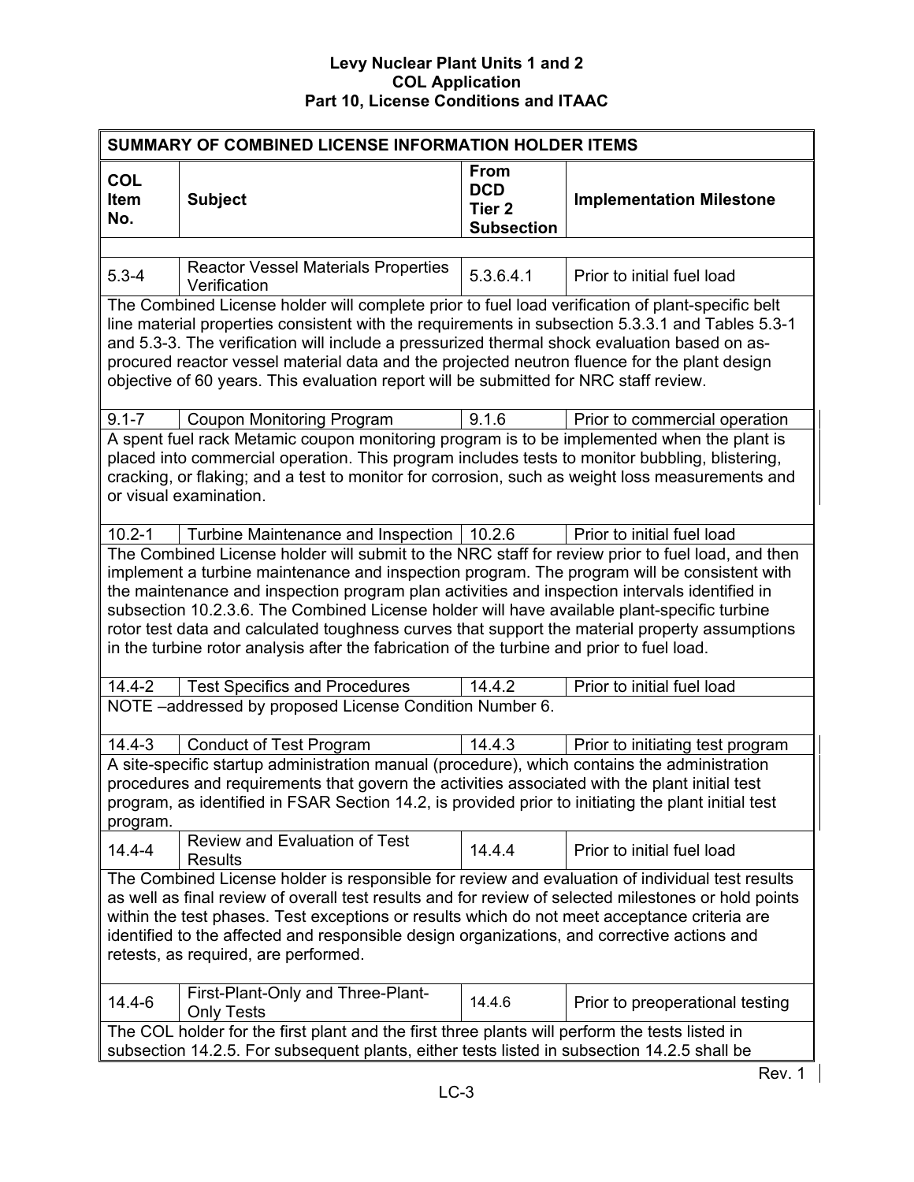| SUMMARY OF COMBINED LICENSE INFORMATION HOLDER ITEMS | | | |
|---|---|---|---|
| **COL Item No.** | **Subject** | **From DCD Tier 2 Subsection** | **Implementation Milestone** |
| 5.3-4 | Reactor Vessel Materials Properties Verification | 5.3.6.4.1 | Prior to initial fuel load |
| The Combined License holder will complete prior to fuel load verification of plant-specific belt line material properties consistent with the requirements in subsection 5.3.3.1 and Tables 5.3-1 and 5.3-3. The verification will include a pressurized thermal shock evaluation based on as-procured reactor vessel material data and the projected neutron fluence for the plant design objective of 60 years. This evaluation report will be submitted for NRC staff review. | | | |
| 9.1-7 | Coupon Monitoring Program | 9.1.6 | Prior to commercial operation |
| A spent fuel rack Metamic coupon monitoring program is to be implemented when the plant is placed into commercial operation. This program includes tests to monitor bubbling, blistering, cracking, or flaking; and a test to monitor for corrosion, such as weight loss measurements and or visual examination. | | | |
| 10.2-1 | Turbine Maintenance and Inspection | 10.2.6 | Prior to initial fuel load |
| The Combined License holder will submit to the NRC staff for review prior to fuel load, and then implement a turbine maintenance and inspection program. The program will be consistent with the maintenance and inspection program plan activities and inspection intervals identified in subsection 10.2.3.6. The Combined License holder will have available plant-specific turbine rotor test data and calculated toughness curves that support the material property assumptions in the turbine rotor analysis after the fabrication of the turbine and prior to fuel load. | | | |
| 14.4-2 | Test Specifics and Procedures | 14.4.2 | Prior to initial fuel load |
| NOTE –addressed by proposed License Condition Number 6. | | | |
| 14.4-3 | Conduct of Test Program | 14.4.3 | Prior to initiating test program |
| A site-specific startup administration manual (procedure), which contains the administration procedures and requirements that govern the activities associated with the plant initial test program, as identified in FSAR Section 14.2, is provided prior to initiating the plant initial test program. | | | |
| 14.4-4 | Review and Evaluation of Test Results | 14.4.4 | Prior to initial fuel load |
| The Combined License holder is responsible for review and evaluation of individual test results as well as final review of overall test results and for review of selected milestones or hold points within the test phases. Test exceptions or results which do not meet acceptance criteria are identified to the affected and responsible design organizations, and corrective actions and retests, as required, are performed. | | | |
| 14.4-6 | First-Plant-Only and Three-Plant-Only Tests | 14.4.6 | Prior to preoperational testing |
| The COL holder for the first plant and the first three plants will perform the tests listed in subsection 14.2.5. For subsequent plants, either tests listed in subsection 14.2.5 shall be | | | |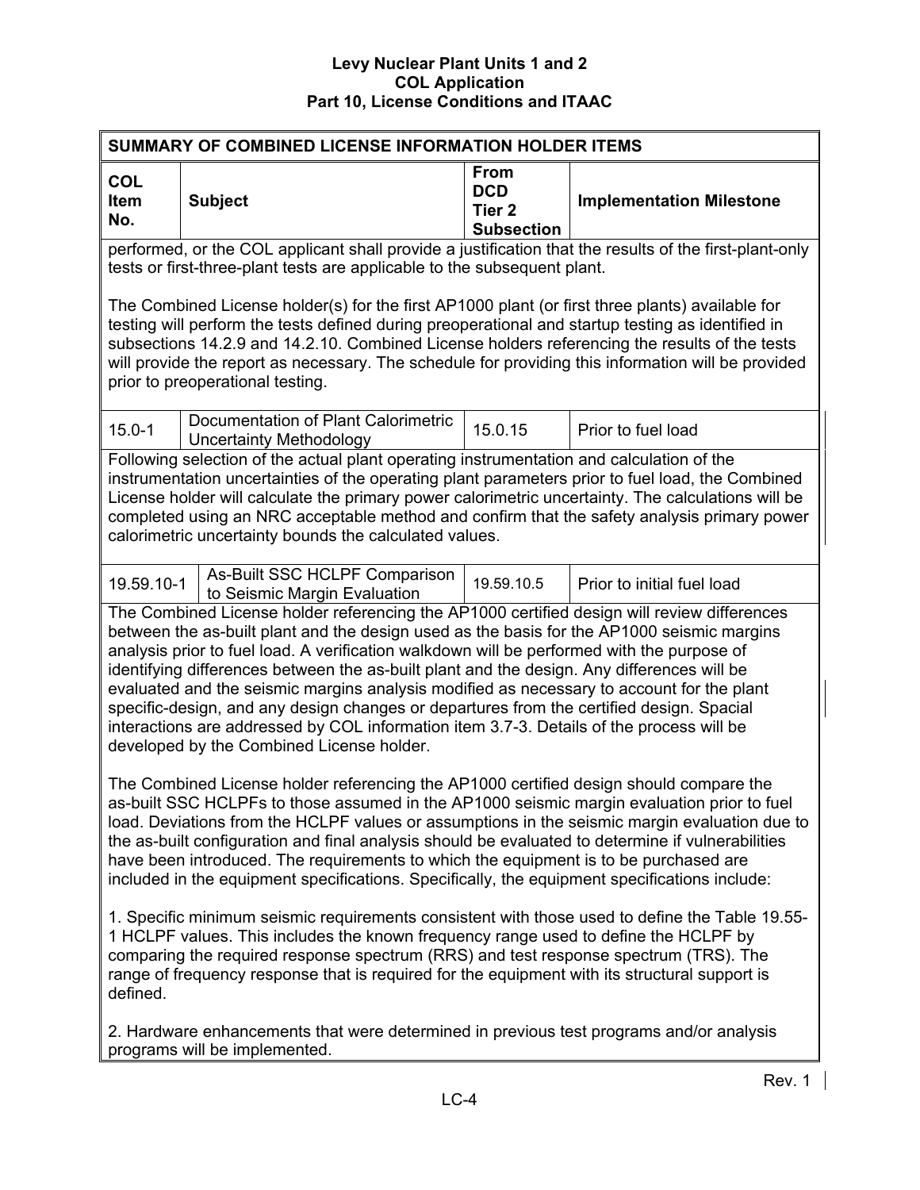**SUMMARY OF COMBINED LICENSE INFORMATION HOLDER ITEMS**

| COL Item No. | Subject | From DCD Tier 2 Subsection | Implementation Milestone |
|---|---|---|---|
| performed, or the COL applicant shall provide a justification that the results of the first-plant-only tests or first-three-plant tests are applicable to the subsequent plant.<br><br>The Combined License holder(s) for the first AP1000 plant (or first three plants) available for testing will perform the tests defined during preoperational and startup testing as identified in subsections 14.2.9 and 14.2.10. Combined License holders referencing the results of the tests will provide the report as necessary. The schedule for providing this information will be provided prior to preoperational testing. | | | |
| 15.0-1 | Documentation of Plant Calorimetric Uncertainty Methodology | 15.0.15 | Prior to fuel load |
| Following selection of the actual plant operating instrumentation and calculation of the instrumentation uncertainties of the operating plant parameters prior to fuel load, the Combined License holder will calculate the primary power calorimetric uncertainty. The calculations will be completed using an NRC acceptable method and confirm that the safety analysis primary power calorimetric uncertainty bounds the calculated values. | | | |
| 19.59.10-1 | As-Built SSC HCLPF Comparison to Seismic Margin Evaluation | 19.59.10.5 | Prior to initial fuel load |
| The Combined License holder referencing the AP1000 certified design will review differences between the as-built plant and the design used as the basis for the AP1000 seismic margins analysis prior to fuel load. A verification walkdown will be performed with the purpose of identifying differences between the as-built plant and the design. Any differences will be evaluated and the seismic margins analysis modified as necessary to account for the plant specific-design, and any design changes or departures from the certified design. Spacial interactions are addressed by COL information item 3.7-3. Details of the process will be developed by the Combined License holder.<br><br>The Combined License holder referencing the AP1000 certified design should compare the as-built SSC HCLPFs to those assumed in the AP1000 seismic margin evaluation prior to fuel load. Deviations from the HCLPF values or assumptions in the seismic margin evaluation due to the as-built configuration and final analysis should be evaluated to determine if vulnerabilities have been introduced. The requirements to which the equipment is to be purchased are included in the equipment specifications. Specifically, the equipment specifications include:<br><br>1. Specific minimum seismic requirements consistent with those used to define the Table 19.55-1 HCLPF values. This includes the known frequency range used to define the HCLPF by comparing the required response spectrum (RRS) and test response spectrum (TRS). The range of frequency response that is required for the equipment with its structural support is defined.<br><br>2. Hardware enhancements that were determined in previous test programs and/or analysis programs will be implemented. | | | |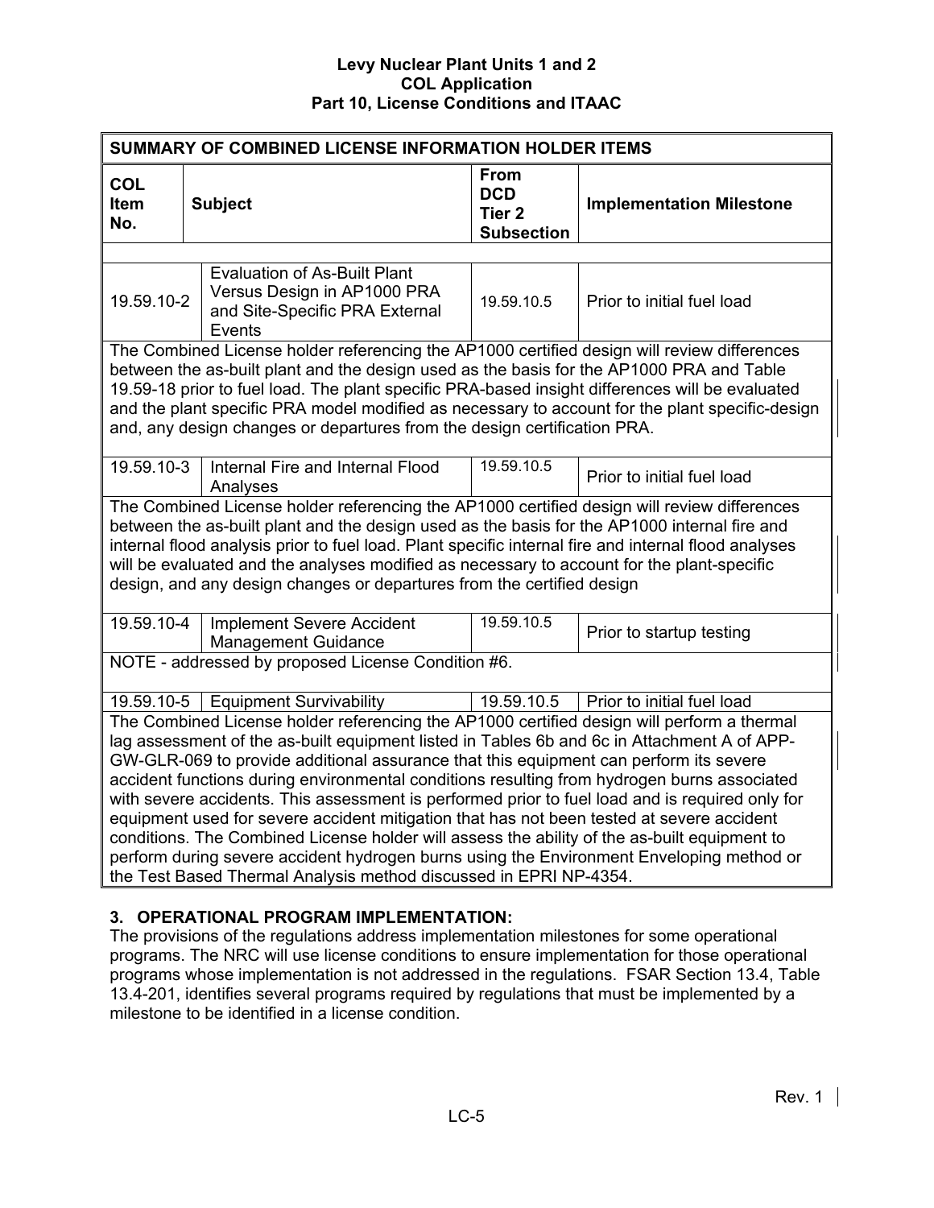| SUMMARY OF COMBINED LICENSE INFORMATION HOLDER ITEMS | | | |
|---|---|---|---|
| **COL Item No.** | **Subject** | **From DCD Tier 2 Subsection** | **Implementation Milestone** |
| 19.59.10-2 | Evaluation of As-Built Plant Versus Design in AP1000 PRA and Site-Specific PRA External Events | 19.59.10.5 | Prior to initial fuel load |
| The Combined License holder referencing the AP1000 certified design will review differences between the as-built plant and the design used as the basis for the AP1000 PRA and Table 19.59-18 prior to fuel load. The plant specific PRA-based insight differences will be evaluated and the plant specific PRA model modified as necessary to account for the plant specific-design and, any design changes or departures from the design certification PRA. | | | |
| 19.59.10-3 | Internal Fire and Internal Flood Analyses | 19.59.10.5 | Prior to initial fuel load |
| The Combined License holder referencing the AP1000 certified design will review differences between the as-built plant and the design used as the basis for the AP1000 internal fire and internal flood analysis prior to fuel load. Plant specific internal fire and internal flood analyses will be evaluated and the analyses modified as necessary to account for the plant-specific design, and any design changes or departures from the certified design | | | |
| 19.59.10-4 | Implement Severe Accident Management Guidance | 19.59.10.5 | Prior to startup testing |
| NOTE - addressed by proposed License Condition #6. | | | |
| 19.59.10-5 | Equipment Survivability | 19.59.10.5 | Prior to initial fuel load |
| The Combined License holder referencing the AP1000 certified design will perform a thermal lag assessment of the as-built equipment listed in Tables 6b and 6c in Attachment A of APP-GW-GLR-069 to provide additional assurance that this equipment can perform its severe accident functions during environmental conditions resulting from hydrogen burns associated with severe accidents. This assessment is performed prior to fuel load and is required only for equipment used for severe accident mitigation that has not been tested at severe accident conditions. The Combined License holder will assess the ability of the as-built equipment to perform during severe accident hydrogen burns using the Environment Enveloping method or the Test Based Thermal Analysis method discussed in EPRI NP-4354. | | | |

## 3. OPERATIONAL PROGRAM IMPLEMENTATION:

The provisions of the regulations address implementation milestones for some operational programs. The NRC will use license conditions to ensure implementation for those operational programs whose implementation is not addressed in the regulations. FSAR Section 13.4, Table 13.4-201, identifies several programs required by regulations that must be implemented by a milestone to be identified in a license condition.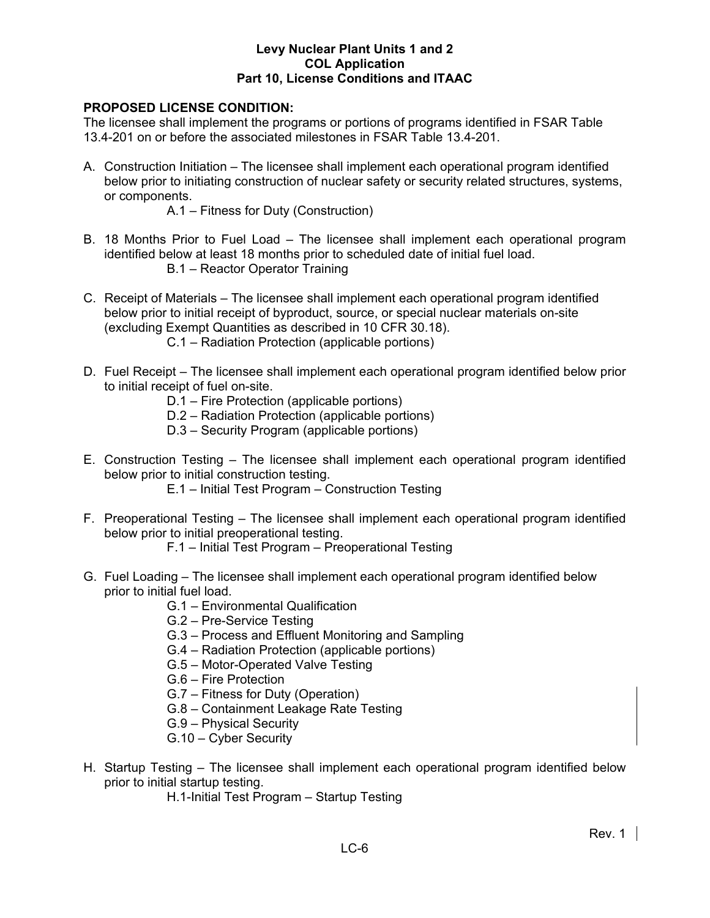**PROPOSED LICENSE CONDITION:**
The licensee shall implement the programs or portions of programs identified in FSAR Table 13.4-201 on or before the associated milestones in FSAR Table 13.4-201.

A. Construction Initiation – The licensee shall implement each operational program identified below prior to initiating construction of nuclear safety or security related structures, systems, or components.
   - A.1 – Fitness for Duty (Construction)

B. 18 Months Prior to Fuel Load – The licensee shall implement each operational program identified below at least 18 months prior to scheduled date of initial fuel load.
   - B.1 – Reactor Operator Training

C. Receipt of Materials – The licensee shall implement each operational program identified below prior to initial receipt of byproduct, source, or special nuclear materials on-site (excluding Exempt Quantities as described in 10 CFR 30.18).
   - C.1 – Radiation Protection (applicable portions)

D. Fuel Receipt – The licensee shall implement each operational program identified below prior to initial receipt of fuel on-site.
   - D.1 – Fire Protection (applicable portions)
   - D.2 – Radiation Protection (applicable portions)
   - D.3 – Security Program (applicable portions)

E. Construction Testing – The licensee shall implement each operational program identified below prior to initial construction testing.
   - E.1 – Initial Test Program – Construction Testing

F. Preoperational Testing – The licensee shall implement each operational program identified below prior to initial preoperational testing.
   - F.1 – Initial Test Program – Preoperational Testing

G. Fuel Loading – The licensee shall implement each operational program identified below prior to initial fuel load.
   - G.1 – Environmental Qualification
   - G.2 – Pre-Service Testing
   - G.3 – Process and Effluent Monitoring and Sampling
   - G.4 – Radiation Protection (applicable portions)
   - G.5 – Motor-Operated Valve Testing
   - G.6 – Fire Protection
   - G.7 – Fitness for Duty (Operation)
   - G.8 – Containment Leakage Rate Testing
   - G.9 – Physical Security
   - G.10 – Cyber Security

H. Startup Testing – The licensee shall implement each operational program identified below prior to initial startup testing.
   - H.1-Initial Test Program – Startup Testing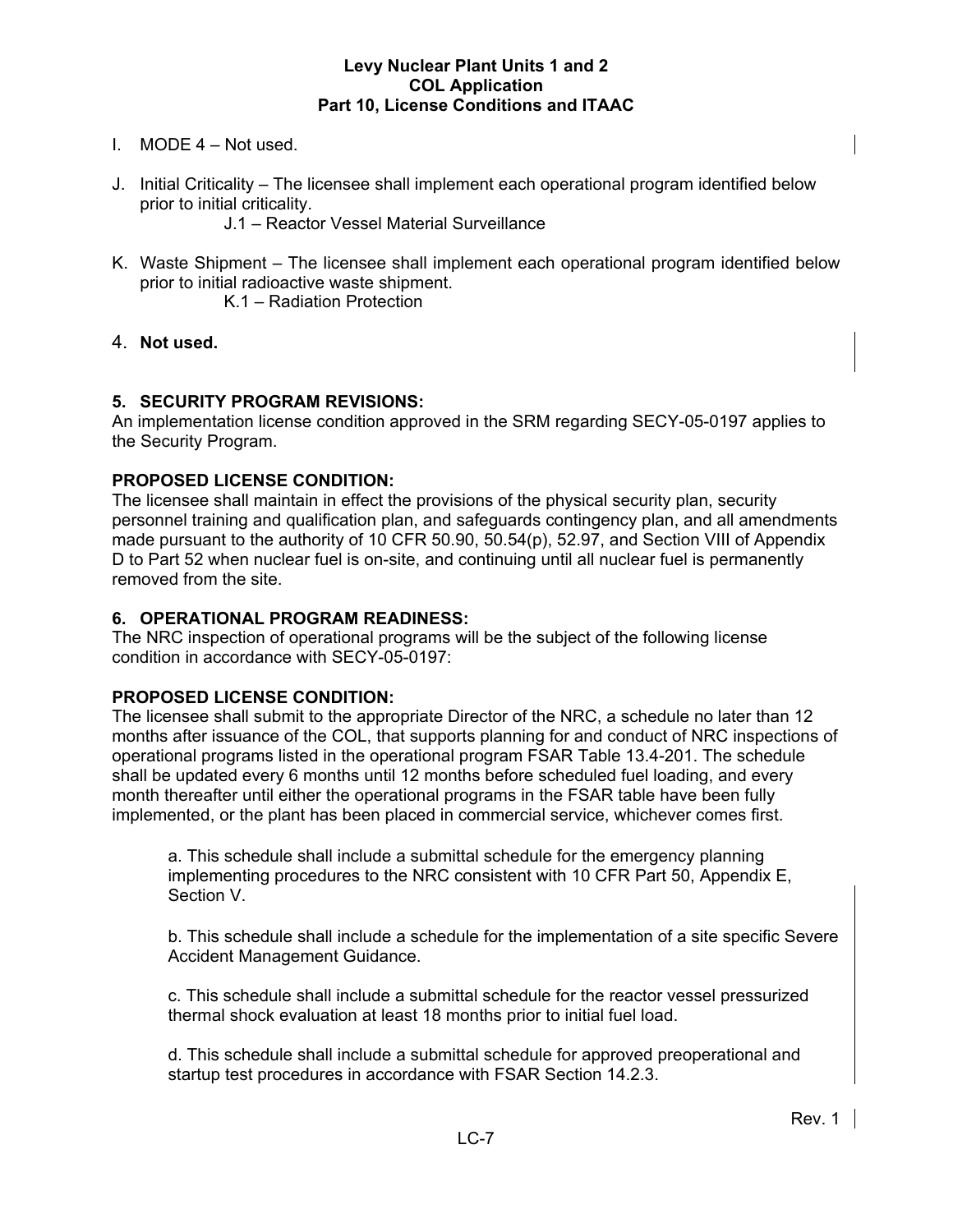I. MODE 4 – Not used.

J. Initial Criticality – The licensee shall implement each operational program identified below prior to initial criticality.
   J.1 – Reactor Vessel Material Surveillance

K. Waste Shipment – The licensee shall implement each operational program identified below prior to initial radioactive waste shipment.
   K.1 – Radiation Protection

4. **Not used.**

**5. SECURITY PROGRAM REVISIONS:**
An implementation license condition approved in the SRM regarding SECY-05-0197 applies to the Security Program.

**PROPOSED LICENSE CONDITION:**
The licensee shall maintain in effect the provisions of the physical security plan, security personnel training and qualification plan, and safeguards contingency plan, and all amendments made pursuant to the authority of 10 CFR 50.90, 50.54(p), 52.97, and Section VIII of Appendix D to Part 52 when nuclear fuel is on-site, and continuing until all nuclear fuel is permanently removed from the site.

**6. OPERATIONAL PROGRAM READINESS:**
The NRC inspection of operational programs will be the subject of the following license condition in accordance with SECY-05-0197:

**PROPOSED LICENSE CONDITION:**
The licensee shall submit to the appropriate Director of the NRC, a schedule no later than 12 months after issuance of the COL, that supports planning for and conduct of NRC inspections of operational programs listed in the operational program FSAR Table 13.4-201. The schedule shall be updated every 6 months until 12 months before scheduled fuel loading, and every month thereafter until either the operational programs in the FSAR table have been fully implemented, or the plant has been placed in commercial service, whichever comes first.

a. This schedule shall include a submittal schedule for the emergency planning implementing procedures to the NRC consistent with 10 CFR Part 50, Appendix E, Section V.

b. This schedule shall include a schedule for the implementation of a site specific Severe Accident Management Guidance.

c. This schedule shall include a submittal schedule for the reactor vessel pressurized thermal shock evaluation at least 18 months prior to initial fuel load.

d. This schedule shall include a submittal schedule for approved preoperational and startup test procedures in accordance with FSAR Section 14.2.3.

Rev. 1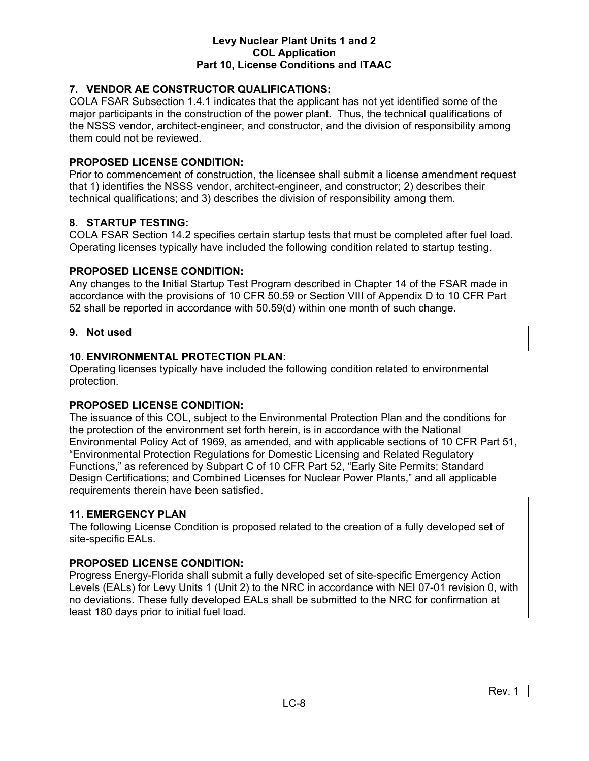**7. VENDOR AE CONSTRUCTOR QUALIFICATIONS:**

COLA FSAR Subsection 1.4.1 indicates that the applicant has not yet identified some of the major participants in the construction of the power plant. Thus, the technical qualifications of the NSSS vendor, architect-engineer, and constructor, and the division of responsibility among them could not be reviewed.

**PROPOSED LICENSE CONDITION:**

Prior to commencement of construction, the licensee shall submit a license amendment request that 1) identifies the NSSS vendor, architect-engineer, and constructor; 2) describes their technical qualifications; and 3) describes the division of responsibility among them.

**8. STARTUP TESTING:**

COLA FSAR Section 14.2 specifies certain startup tests that must be completed after fuel load. Operating licenses typically have included the following condition related to startup testing.

**PROPOSED LICENSE CONDITION:**

Any changes to the Initial Startup Test Program described in Chapter 14 of the FSAR made in accordance with the provisions of 10 CFR 50.59 or Section VIII of Appendix D to 10 CFR Part 52 shall be reported in accordance with 50.59(d) within one month of such change.

**9. Not used**

**10. ENVIRONMENTAL PROTECTION PLAN:**

Operating licenses typically have included the following condition related to environmental protection.

**PROPOSED LICENSE CONDITION:**

The issuance of this COL, subject to the Environmental Protection Plan and the conditions for the protection of the environment set forth herein, is in accordance with the National Environmental Policy Act of 1969, as amended, and with applicable sections of 10 CFR Part 51, "Environmental Protection Regulations for Domestic Licensing and Related Regulatory Functions," as referenced by Subpart C of 10 CFR Part 52, "Early Site Permits; Standard Design Certifications; and Combined Licenses for Nuclear Power Plants," and all applicable requirements therein have been satisfied.

**11. EMERGENCY PLAN**

The following License Condition is proposed related to the creation of a fully developed set of site-specific EALs.

**PROPOSED LICENSE CONDITION:**

Progress Energy-Florida shall submit a fully developed set of site-specific Emergency Action Levels (EALs) for Levy Units 1 (Unit 2) to the NRC in accordance with NEI 07-01 revision 0, with no deviations. These fully developed EALs shall be submitted to the NRC for confirmation at least 180 days prior to initial fuel load.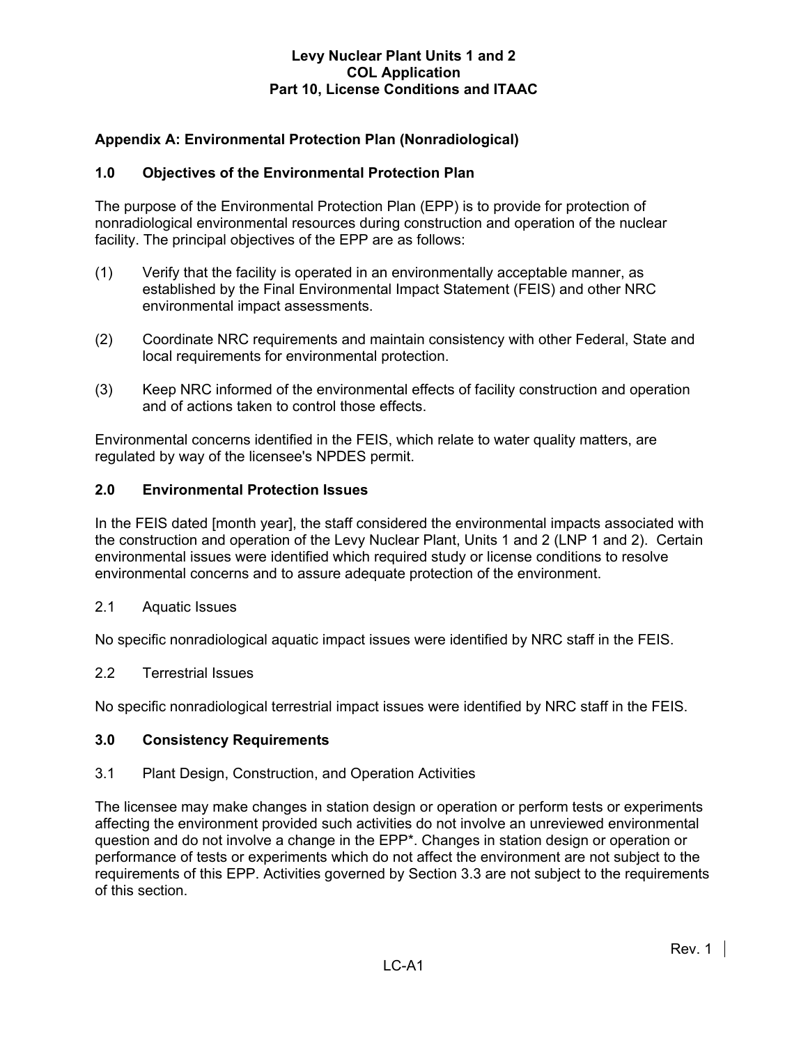## Appendix A: Environmental Protection Plan (Nonradiological)

### 1.0 Objectives of the Environmental Protection Plan

The purpose of the Environmental Protection Plan (EPP) is to provide for protection of nonradiological environmental resources during construction and operation of the nuclear facility. The principal objectives of the EPP are as follows:

(1) Verify that the facility is operated in an environmentally acceptable manner, as established by the Final Environmental Impact Statement (FEIS) and other NRC environmental impact assessments.

(2) Coordinate NRC requirements and maintain consistency with other Federal, State and local requirements for environmental protection.

(3) Keep NRC informed of the environmental effects of facility construction and operation and of actions taken to control those effects.

Environmental concerns identified in the FEIS, which relate to water quality matters, are regulated by way of the licensee's NPDES permit.

### 2.0 Environmental Protection Issues

In the FEIS dated [month year], the staff considered the environmental impacts associated with the construction and operation of the Levy Nuclear Plant, Units 1 and 2 (LNP 1 and 2). Certain environmental issues were identified which required study or license conditions to resolve environmental concerns and to assure adequate protection of the environment.

2.1 Aquatic Issues

No specific nonradiological aquatic impact issues were identified by NRC staff in the FEIS.

2.2 Terrestrial Issues

No specific nonradiological terrestrial impact issues were identified by NRC staff in the FEIS.

### 3.0 Consistency Requirements

3.1 Plant Design, Construction, and Operation Activities

The licensee may make changes in station design or operation or perform tests or experiments affecting the environment provided such activities do not involve an unreviewed environmental question and do not involve a change in the EPP*. Changes in station design or operation or performance of tests or experiments which do not affect the environment are not subject to the requirements of this EPP. Activities governed by Section 3.3 are not subject to the requirements of this section.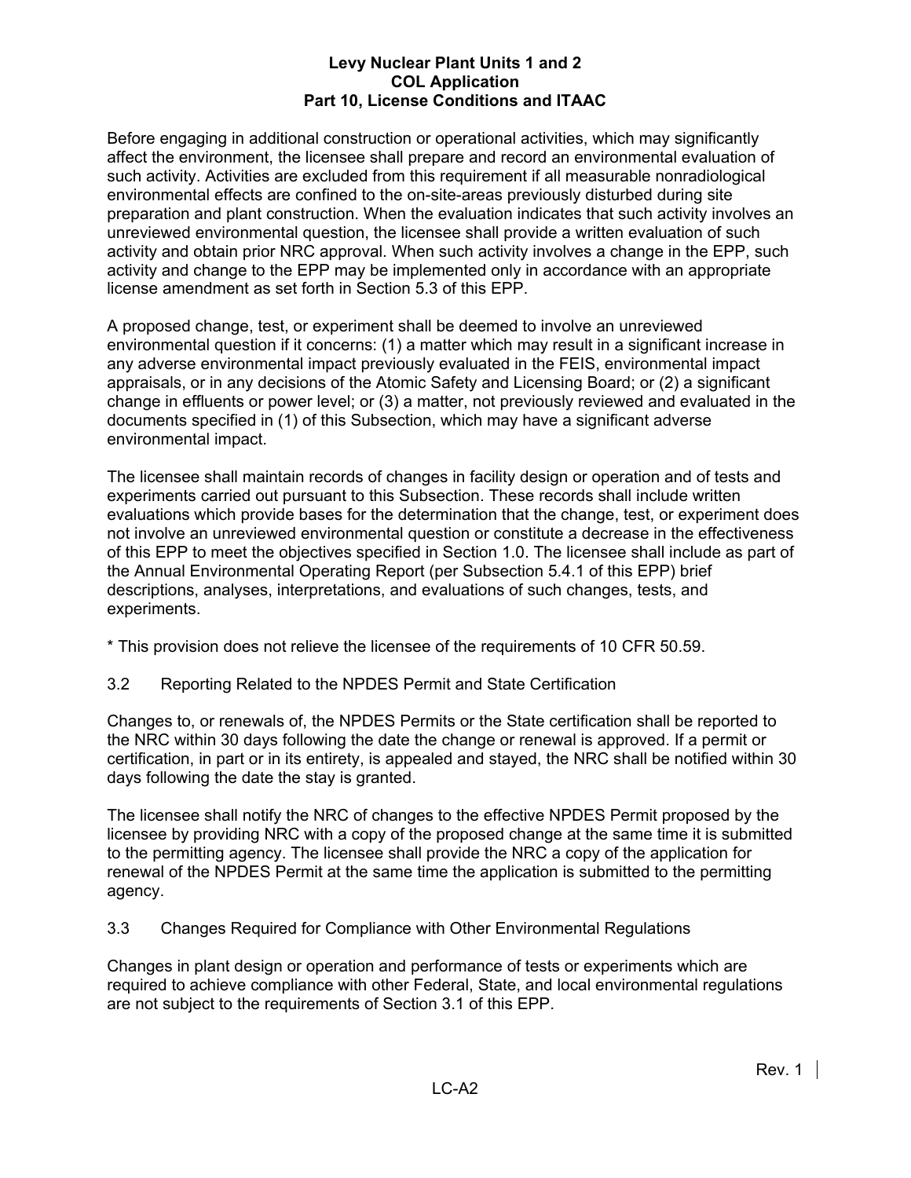Before engaging in additional construction or operational activities, which may significantly affect the environment, the licensee shall prepare and record an environmental evaluation of such activity. Activities are excluded from this requirement if all measurable nonradiological environmental effects are confined to the on-site-areas previously disturbed during site preparation and plant construction. When the evaluation indicates that such activity involves an unreviewed environmental question, the licensee shall provide a written evaluation of such activity and obtain prior NRC approval. When such activity involves a change in the EPP, such activity and change to the EPP may be implemented only in accordance with an appropriate license amendment as set forth in Section 5.3 of this EPP.

A proposed change, test, or experiment shall be deemed to involve an unreviewed environmental question if it concerns: (1) a matter which may result in a significant increase in any adverse environmental impact previously evaluated in the FEIS, environmental impact appraisals, or in any decisions of the Atomic Safety and Licensing Board; or (2) a significant change in effluents or power level; or (3) a matter, not previously reviewed and evaluated in the documents specified in (1) of this Subsection, which may have a significant adverse environmental impact.

The licensee shall maintain records of changes in facility design or operation and of tests and experiments carried out pursuant to this Subsection. These records shall include written evaluations which provide bases for the determination that the change, test, or experiment does not involve an unreviewed environmental question or constitute a decrease in the effectiveness of this EPP to meet the objectives specified in Section 1.0. The licensee shall include as part of the Annual Environmental Operating Report (per Subsection 5.4.1 of this EPP) brief descriptions, analyses, interpretations, and evaluations of such changes, tests, and experiments.

* This provision does not relieve the licensee of the requirements of 10 CFR 50.59.

## 3.2 Reporting Related to the NPDES Permit and State Certification

Changes to, or renewals of, the NPDES Permits or the State certification shall be reported to the NRC within 30 days following the date the change or renewal is approved. If a permit or certification, in part or in its entirety, is appealed and stayed, the NRC shall be notified within 30 days following the date the stay is granted.

The licensee shall notify the NRC of changes to the effective NPDES Permit proposed by the licensee by providing NRC with a copy of the proposed change at the same time it is submitted to the permitting agency. The licensee shall provide the NRC a copy of the application for renewal of the NPDES Permit at the same time the application is submitted to the permitting agency.

## 3.3 Changes Required for Compliance with Other Environmental Regulations

Changes in plant design or operation and performance of tests or experiments which are required to achieve compliance with other Federal, State, and local environmental regulations are not subject to the requirements of Section 3.1 of this EPP.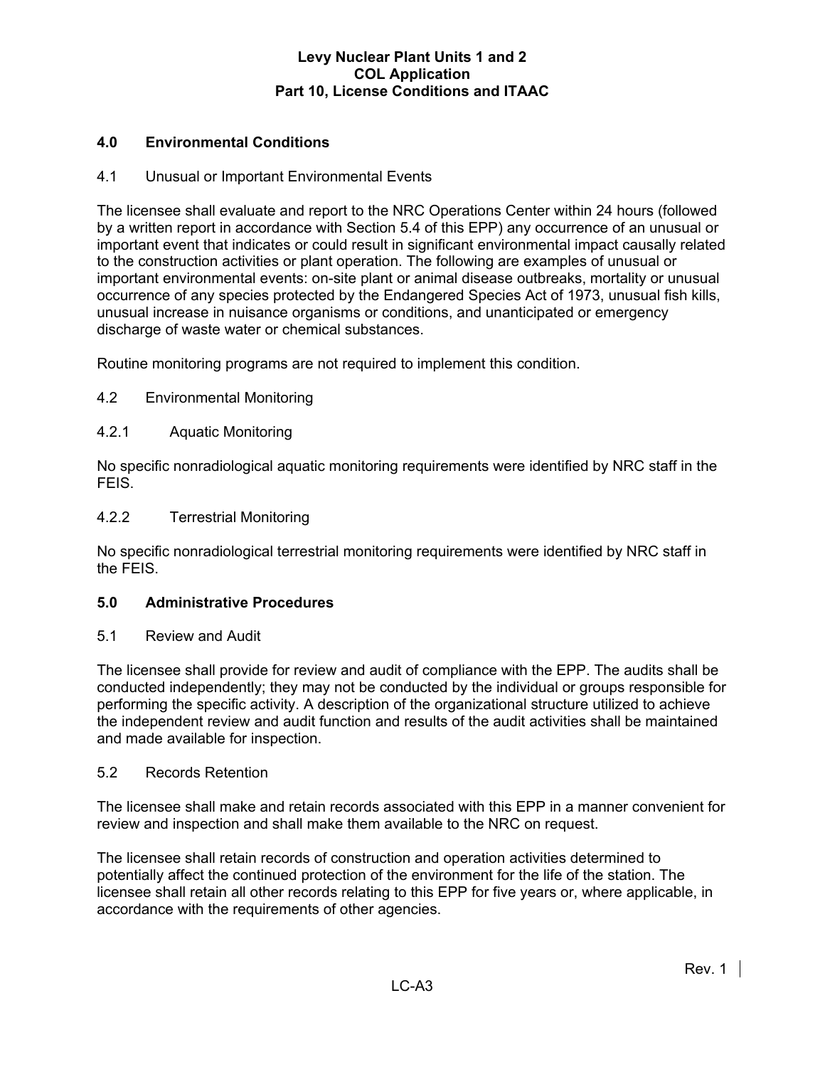## 4.0 Environmental Conditions

### 4.1 Unusual or Important Environmental Events

The licensee shall evaluate and report to the NRC Operations Center within 24 hours (followed by a written report in accordance with Section 5.4 of this EPP) any occurrence of an unusual or important event that indicates or could result in significant environmental impact causally related to the construction activities or plant operation. The following are examples of unusual or important environmental events: on-site plant or animal disease outbreaks, mortality or unusual occurrence of any species protected by the Endangered Species Act of 1973, unusual fish kills, unusual increase in nuisance organisms or conditions, and unanticipated or emergency discharge of waste water or chemical substances.

Routine monitoring programs are not required to implement this condition.

### 4.2 Environmental Monitoring

#### 4.2.1 Aquatic Monitoring

No specific nonradiological aquatic monitoring requirements were identified by NRC staff in the FEIS.

#### 4.2.2 Terrestrial Monitoring

No specific nonradiological terrestrial monitoring requirements were identified by NRC staff in the FEIS.

## 5.0 Administrative Procedures

### 5.1 Review and Audit

The licensee shall provide for review and audit of compliance with the EPP. The audits shall be conducted independently; they may not be conducted by the individual or groups responsible for performing the specific activity. A description of the organizational structure utilized to achieve the independent review and audit function and results of the audit activities shall be maintained and made available for inspection.

### 5.2 Records Retention

The licensee shall make and retain records associated with this EPP in a manner convenient for review and inspection and shall make them available to the NRC on request.

The licensee shall retain records of construction and operation activities determined to potentially affect the continued protection of the environment for the life of the station. The licensee shall retain all other records relating to this EPP for five years or, where applicable, in accordance with the requirements of other agencies.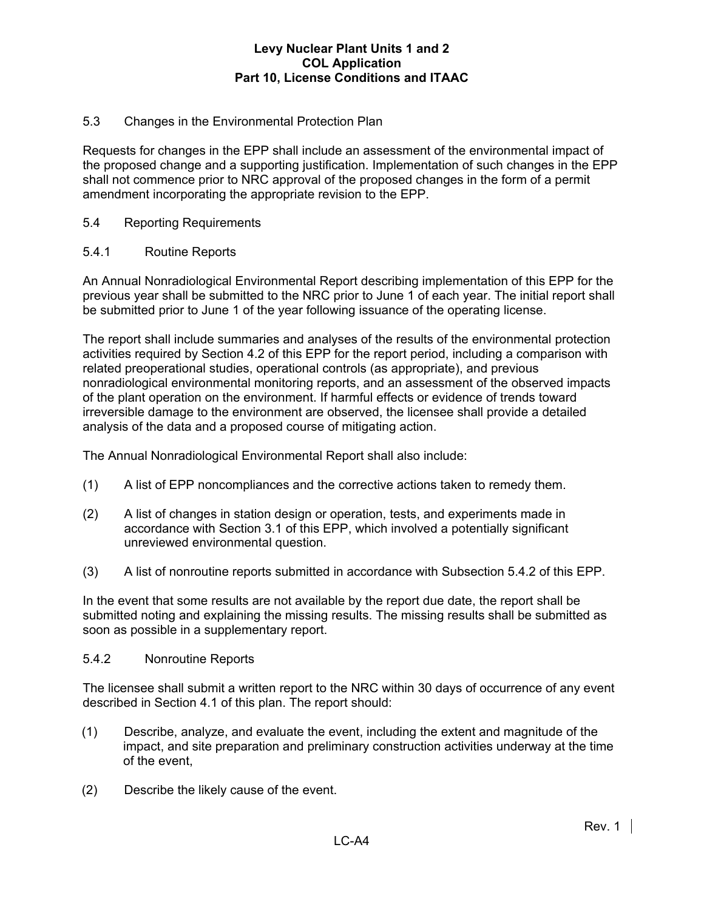## 5.3 Changes in the Environmental Protection Plan

Requests for changes in the EPP shall include an assessment of the environmental impact of the proposed change and a supporting justification. Implementation of such changes in the EPP shall not commence prior to NRC approval of the proposed changes in the form of a permit amendment incorporating the appropriate revision to the EPP.

## 5.4 Reporting Requirements

### 5.4.1 Routine Reports

An Annual Nonradiological Environmental Report describing implementation of this EPP for the previous year shall be submitted to the NRC prior to June 1 of each year. The initial report shall be submitted prior to June 1 of the year following issuance of the operating license.

The report shall include summaries and analyses of the results of the environmental protection activities required by Section 4.2 of this EPP for the report period, including a comparison with related preoperational studies, operational controls (as appropriate), and previous nonradiological environmental monitoring reports, and an assessment of the observed impacts of the plant operation on the environment. If harmful effects or evidence of trends toward irreversible damage to the environment are observed, the licensee shall provide a detailed analysis of the data and a proposed course of mitigating action.

The Annual Nonradiological Environmental Report shall also include:

(1) A list of EPP noncompliances and the corrective actions taken to remedy them.

(2) A list of changes in station design or operation, tests, and experiments made in accordance with Section 3.1 of this EPP, which involved a potentially significant unreviewed environmental question.

(3) A list of nonroutine reports submitted in accordance with Subsection 5.4.2 of this EPP.

In the event that some results are not available by the report due date, the report shall be submitted noting and explaining the missing results. The missing results shall be submitted as soon as possible in a supplementary report.

### 5.4.2 Nonroutine Reports

The licensee shall submit a written report to the NRC within 30 days of occurrence of any event described in Section 4.1 of this plan. The report should:

(1) Describe, analyze, and evaluate the event, including the extent and magnitude of the impact, and site preparation and preliminary construction activities underway at the time of the event,

(2) Describe the likely cause of the event.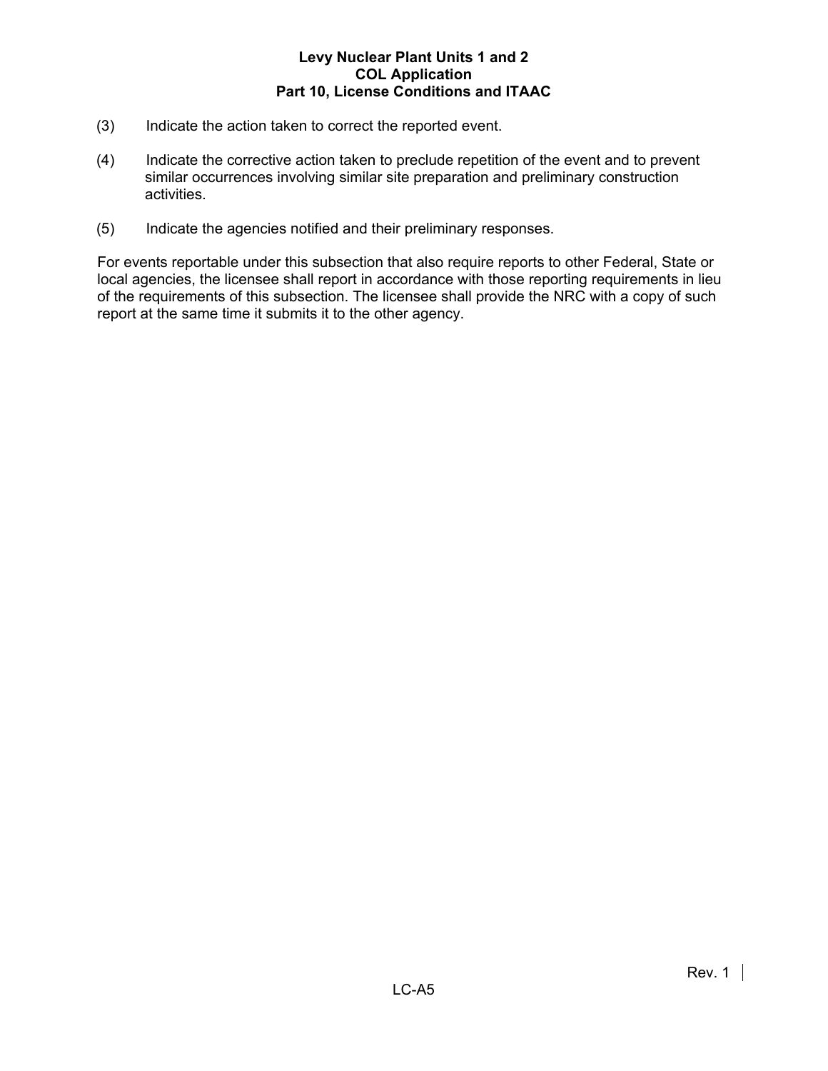(3) Indicate the action taken to correct the reported event.

(4) Indicate the corrective action taken to preclude repetition of the event and to prevent similar occurrences involving similar site preparation and preliminary construction activities.

(5) Indicate the agencies notified and their preliminary responses.

For events reportable under this subsection that also require reports to other Federal, State or local agencies, the licensee shall report in accordance with those reporting requirements in lieu of the requirements of this subsection. The licensee shall provide the NRC with a copy of such report at the same time it submits it to the other agency.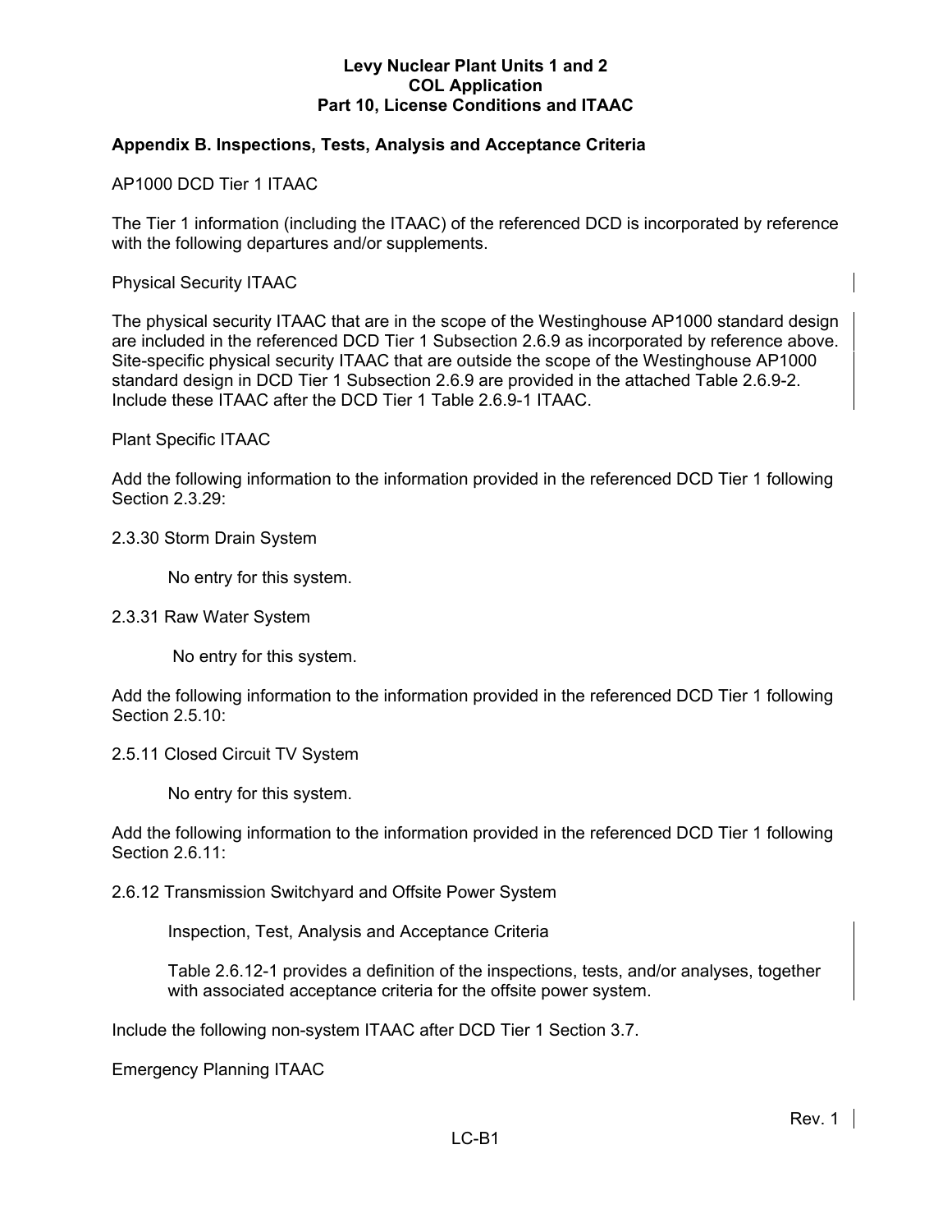## Appendix B. Inspections, Tests, Analysis and Acceptance Criteria

AP1000 DCD Tier 1 ITAAC

The Tier 1 information (including the ITAAC) of the referenced DCD is incorporated by reference with the following departures and/or supplements.

Physical Security ITAAC

The physical security ITAAC that are in the scope of the Westinghouse AP1000 standard design are included in the referenced DCD Tier 1 Subsection 2.6.9 as incorporated by reference above. Site-specific physical security ITAAC that are outside the scope of the Westinghouse AP1000 standard design in DCD Tier 1 Subsection 2.6.9 are provided in the attached Table 2.6.9-2. Include these ITAAC after the DCD Tier 1 Table 2.6.9-1 ITAAC.

Plant Specific ITAAC

Add the following information to the information provided in the referenced DCD Tier 1 following Section 2.3.29:

2.3.30 Storm Drain System

No entry for this system.

2.3.31 Raw Water System

No entry for this system.

Add the following information to the information provided in the referenced DCD Tier 1 following Section 2.5.10:

2.5.11 Closed Circuit TV System

No entry for this system.

Add the following information to the information provided in the referenced DCD Tier 1 following Section 2.6.11:

2.6.12 Transmission Switchyard and Offsite Power System

Inspection, Test, Analysis and Acceptance Criteria

Table 2.6.12-1 provides a definition of the inspections, tests, and/or analyses, together with associated acceptance criteria for the offsite power system.

Include the following non-system ITAAC after DCD Tier 1 Section 3.7.

Emergency Planning ITAAC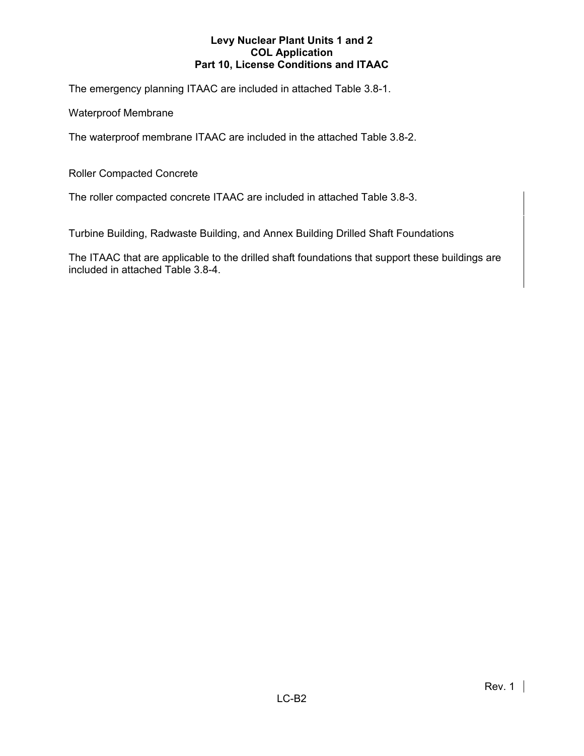The emergency planning ITAAC are included in attached Table 3.8-1.

Waterproof Membrane

The waterproof membrane ITAAC are included in the attached Table 3.8-2.

Roller Compacted Concrete

The roller compacted concrete ITAAC are included in attached Table 3.8-3.

Turbine Building, Radwaste Building, and Annex Building Drilled Shaft Foundations

The ITAAC that are applicable to the drilled shaft foundations that support these buildings are included in attached Table 3.8-4.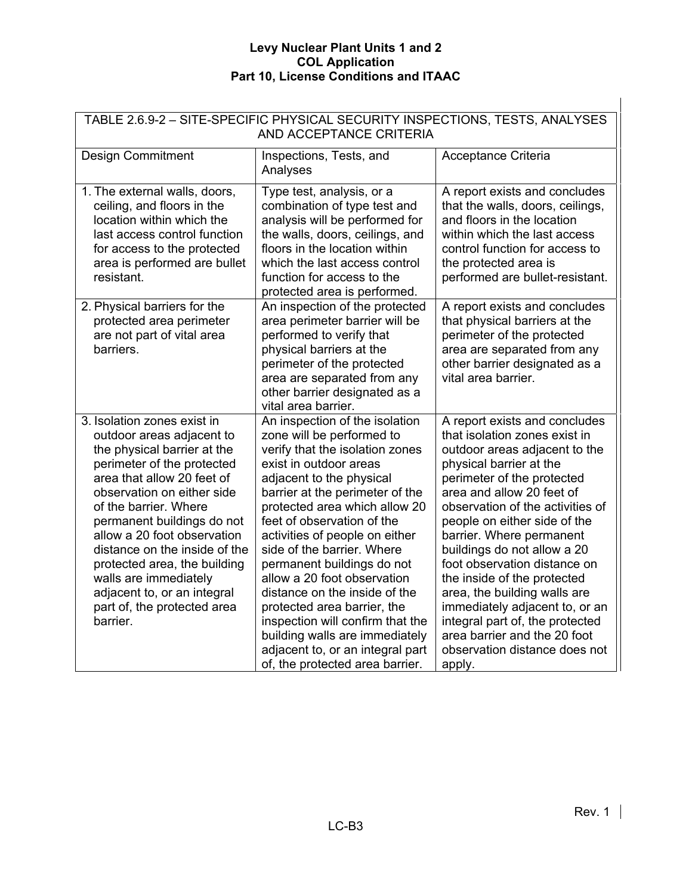TABLE 2.6.9-2 – SITE-SPECIFIC PHYSICAL SECURITY INSPECTIONS, TESTS, ANALYSES AND ACCEPTANCE CRITERIA

| Design Commitment | Inspections, Tests, and Analyses | Acceptance Criteria |
|---|---|---|
| 1. The external walls, doors, ceiling, and floors in the location within which the last access control function for access to the protected area is performed are bullet resistant. | Type test, analysis, or a combination of type test and analysis will be performed for the walls, doors, ceilings, and floors in the location within which the last access control function for access to the protected area is performed. | A report exists and concludes that the walls, doors, ceilings, and floors in the location within which the last access control function for access to the protected area is performed are bullet-resistant. |
| 2. Physical barriers for the protected area perimeter are not part of vital area barriers. | An inspection of the protected area perimeter barrier will be performed to verify that physical barriers at the perimeter of the protected area are separated from any other barrier designated as a vital area barrier. | A report exists and concludes that physical barriers at the perimeter of the protected area are separated from any other barrier designated as a vital area barrier. |
| 3. Isolation zones exist in outdoor areas adjacent to the physical barrier at the perimeter of the protected area that allow 20 feet of observation on either side of the barrier. Where permanent buildings do not allow a 20 foot observation distance on the inside of the protected area, the building walls are immediately adjacent to, or an integral part of, the protected area barrier. | An inspection of the isolation zone will be performed to verify that the isolation zones exist in outdoor areas adjacent to the physical barrier at the perimeter of the protected area which allow 20 feet of observation of the activities of people on either side of the barrier. Where permanent buildings do not allow a 20 foot observation distance on the inside of the protected area barrier, the inspection will confirm that the building walls are immediately adjacent to, or an integral part of, the protected area barrier. | A report exists and concludes that isolation zones exist in outdoor areas adjacent to the physical barrier at the perimeter of the protected area and allow 20 feet of observation of the activities of people on either side of the barrier. Where permanent buildings do not allow a 20 foot observation distance on the inside of the protected area, the building walls are immediately adjacent to, or an integral part of, the protected area barrier and the 20 foot observation distance does not apply. |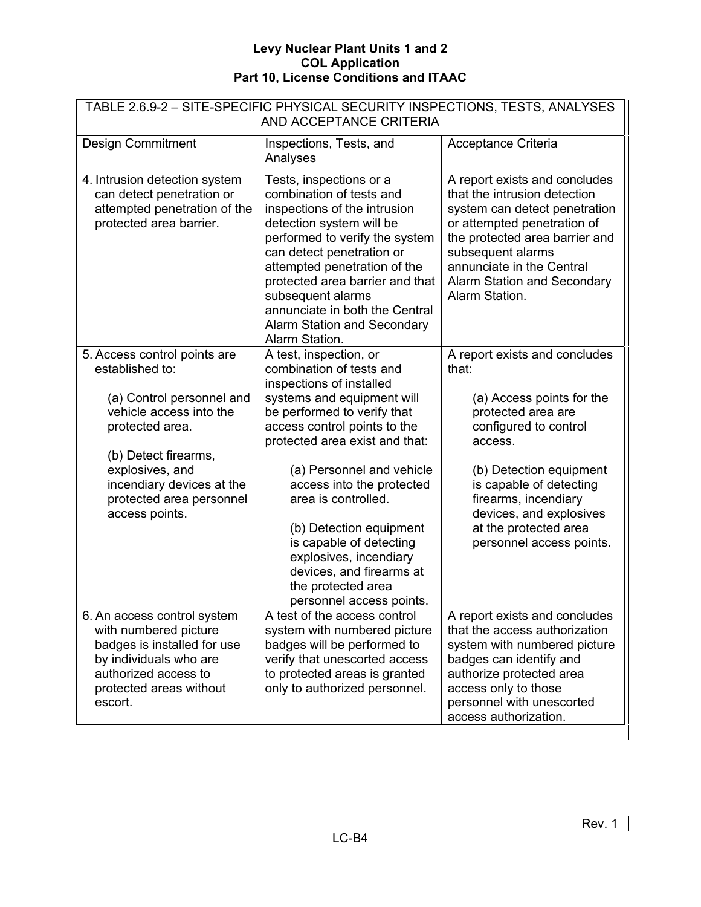TABLE 2.6.9-2 – SITE-SPECIFIC PHYSICAL SECURITY INSPECTIONS, TESTS, ANALYSES AND ACCEPTANCE CRITERIA

| Design Commitment | Inspections, Tests, and Analyses | Acceptance Criteria |
|---|---|---|
| 4. Intrusion detection system can detect penetration or attempted penetration of the protected area barrier. | Tests, inspections or a combination of tests and inspections of the intrusion detection system will be performed to verify the system can detect penetration or attempted penetration of the protected area barrier and that subsequent alarms annunciate in both the Central Alarm Station and Secondary Alarm Station. | A report exists and concludes that the intrusion detection system can detect penetration or attempted penetration of the protected area barrier and subsequent alarms annunciate in the Central Alarm Station and Secondary Alarm Station. |
| 5. Access control points are established to:<br><br>(a) Control personnel and vehicle access into the protected area.<br><br>(b) Detect firearms, explosives, and incendiary devices at the protected area personnel access points. | A test, inspection, or combination of tests and inspections of installed systems and equipment will be performed to verify that access control points to the protected area exist and that:<br><br>(a) Personnel and vehicle access into the protected area is controlled.<br><br>(b) Detection equipment is capable of detecting explosives, incendiary devices, and firearms at the protected area personnel access points. | A report exists and concludes that:<br><br>(a) Access points for the protected area are configured to control access.<br><br>(b) Detection equipment is capable of detecting firearms, incendiary devices, and explosives at the protected area personnel access points. |
| 6. An access control system with numbered picture badges is installed for use by individuals who are authorized access to protected areas without escort. | A test of the access control system with numbered picture badges will be performed to verify that unescorted access to protected areas is granted only to authorized personnel. | A report exists and concludes that the access authorization system with numbered picture badges can identify and authorize protected area access only to those personnel with unescorted access authorization. |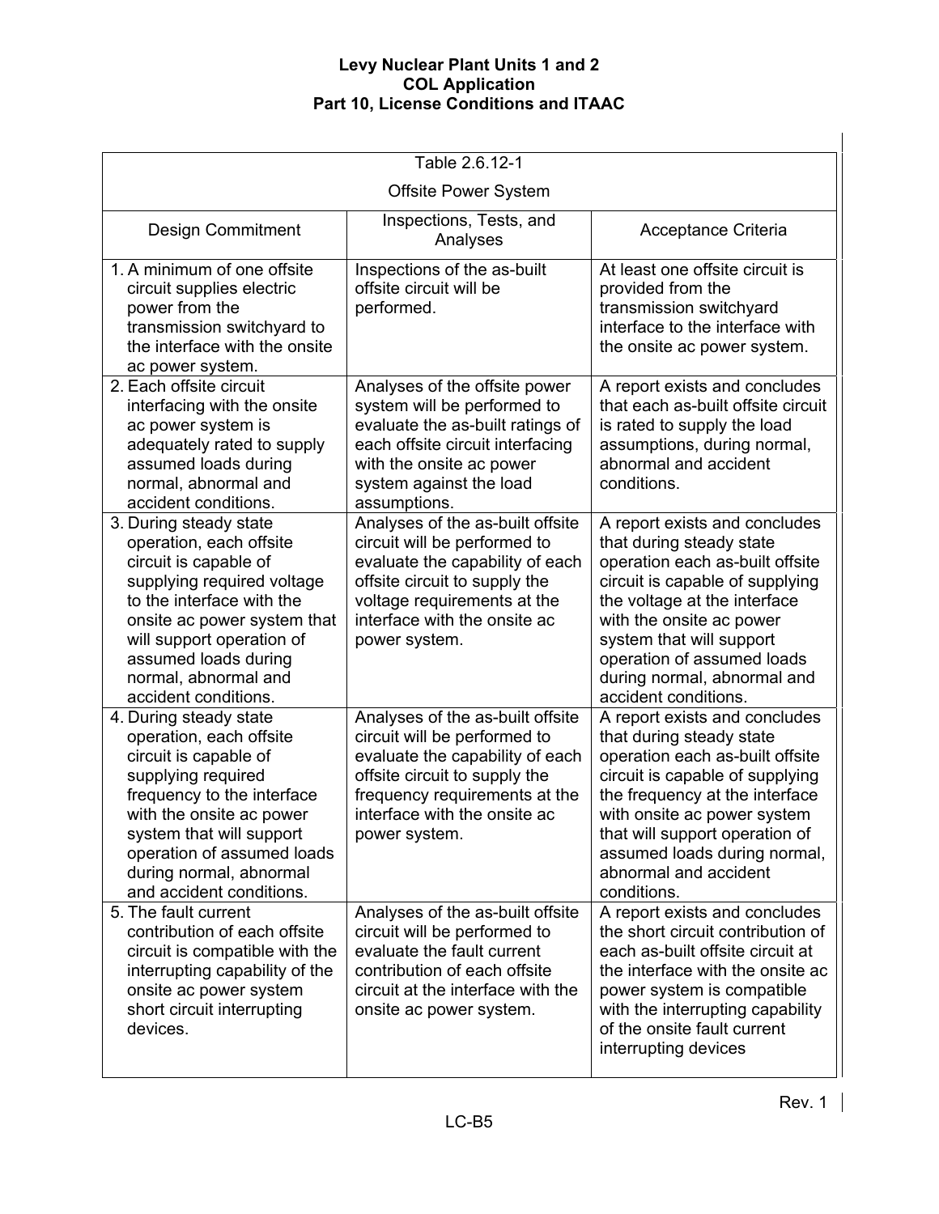Table 2.6.12-1

Offsite Power System

| Design Commitment | Inspections, Tests, and Analyses | Acceptance Criteria |
|---|---|---|
| 1. A minimum of one offsite circuit supplies electric power from the transmission switchyard to the interface with the onsite ac power system. | Inspections of the as-built offsite circuit will be performed. | At least one offsite circuit is provided from the transmission switchyard interface to the interface with the onsite ac power system. |
| 2. Each offsite circuit interfacing with the onsite ac power system is adequately rated to supply assumed loads during normal, abnormal and accident conditions. | Analyses of the offsite power system will be performed to evaluate the as-built ratings of each offsite circuit interfacing with the onsite ac power system against the load assumptions. | A report exists and concludes that each as-built offsite circuit is rated to supply the load assumptions, during normal, abnormal and accident conditions. |
| 3. During steady state operation, each offsite circuit is capable of supplying required voltage to the interface with the onsite ac power system that will support operation of assumed loads during normal, abnormal and accident conditions. | Analyses of the as-built offsite circuit will be performed to evaluate the capability of each offsite circuit to supply the voltage requirements at the interface with the onsite ac power system. | A report exists and concludes that during steady state operation each as-built offsite circuit is capable of supplying the voltage at the interface with the onsite ac power system that will support operation of assumed loads during normal, abnormal and accident conditions. |
| 4. During steady state operation, each offsite circuit is capable of supplying required frequency to the interface with the onsite ac power system that will support operation of assumed loads during normal, abnormal and accident conditions. | Analyses of the as-built offsite circuit will be performed to evaluate the capability of each offsite circuit to supply the frequency requirements at the interface with the onsite ac power system. | A report exists and concludes that during steady state operation each as-built offsite circuit is capable of supplying the frequency at the interface with onsite ac power system that will support operation of assumed loads during normal, abnormal and accident conditions. |
| 5. The fault current contribution of each offsite circuit is compatible with the interrupting capability of the onsite ac power system short circuit interrupting devices. | Analyses of the as-built offsite circuit will be performed to evaluate the fault current contribution of each offsite circuit at the interface with the onsite ac power system. | A report exists and concludes the short circuit contribution of each as-built offsite circuit at the interface with the onsite ac power system is compatible with the interrupting capability of the onsite fault current interrupting devices |

Rev. 1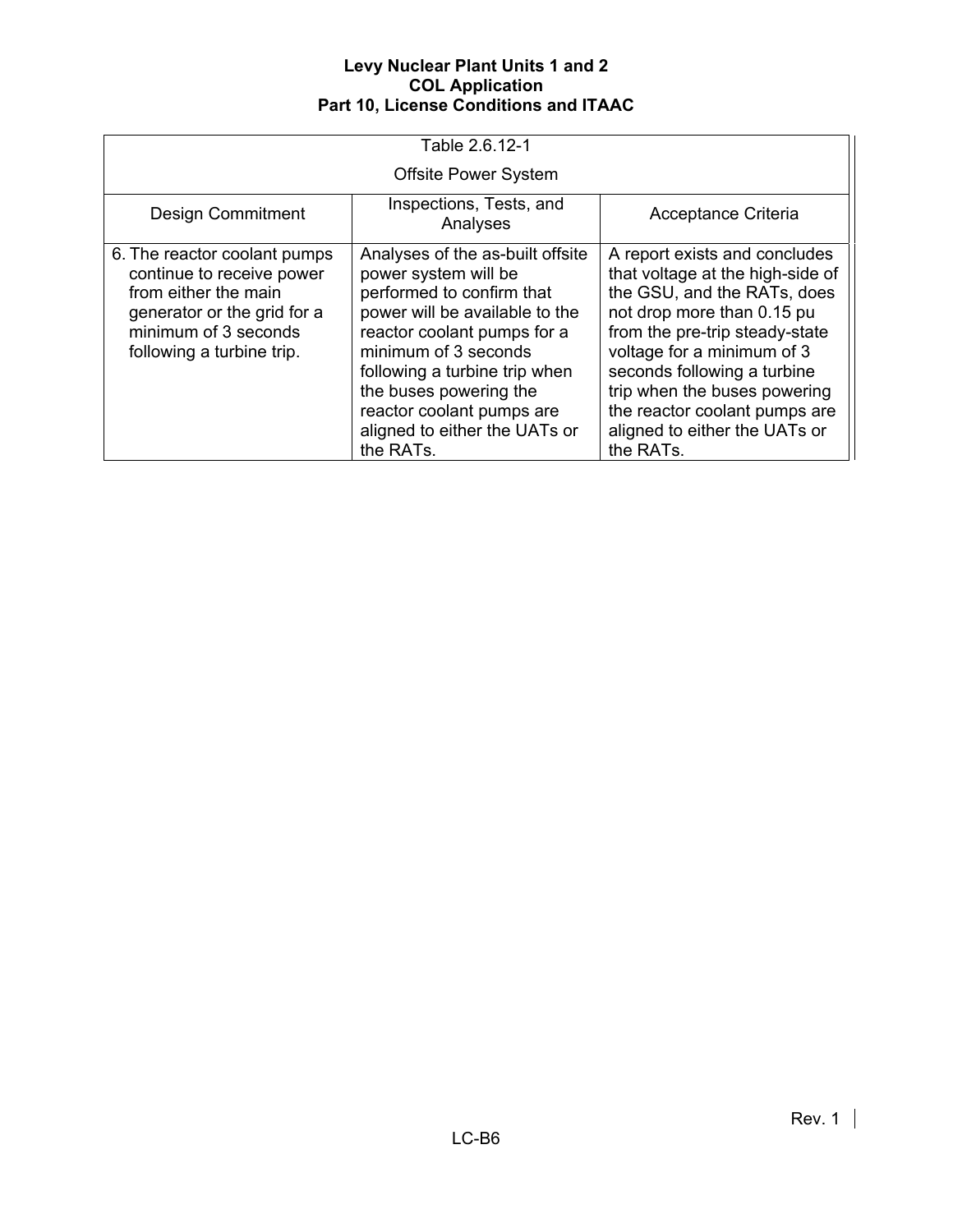Table 2.6.12-1

Offsite Power System

| Design Commitment | Inspections, Tests, and Analyses | Acceptance Criteria |
|---|---|---|
| 6. The reactor coolant pumps continue to receive power from either the main generator or the grid for a minimum of 3 seconds following a turbine trip. | Analyses of the as-built offsite power system will be performed to confirm that power will be available to the reactor coolant pumps for a minimum of 3 seconds following a turbine trip when the buses powering the reactor coolant pumps are aligned to either the UATs or the RATs. | A report exists and concludes that voltage at the high-side of the GSU, and the RATs, does not drop more than 0.15 pu from the pre-trip steady-state voltage for a minimum of 3 seconds following a turbine trip when the buses powering the reactor coolant pumps are aligned to either the UATs or the RATs. |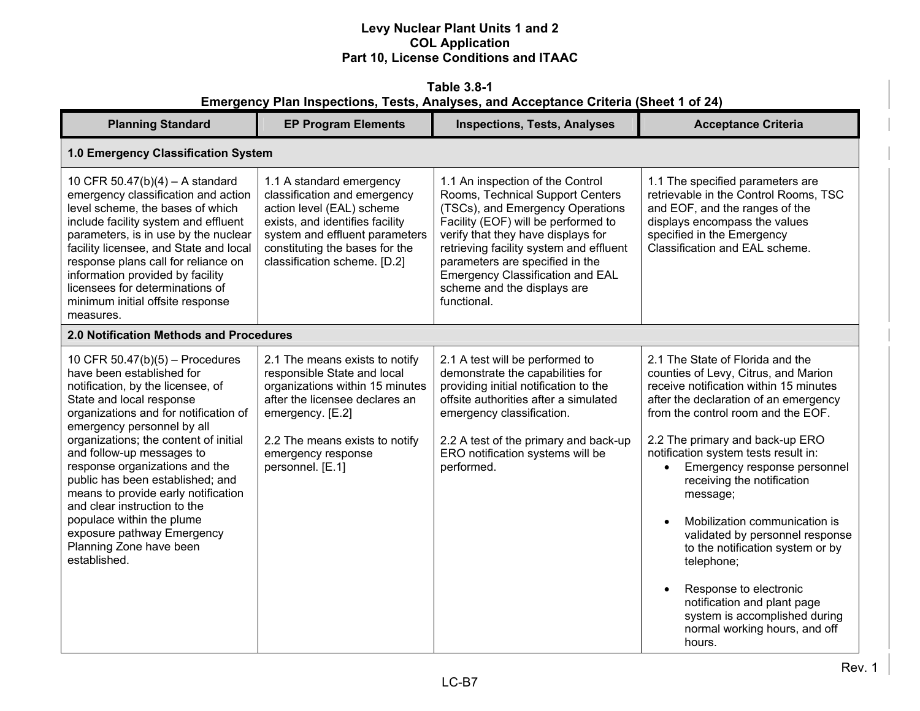**Table 3.8-1**
**Emergency Plan Inspections, Tests, Analyses, and Acceptance Criteria (Sheet 1 of 24)**

| Planning Standard | EP Program Elements | Inspections, Tests, Analyses | Acceptance Criteria |
|---|---|---|---|
| **1.0 Emergency Classification System** | | | |
| 10 CFR 50.47(b)(4) – A standard emergency classification and action level scheme, the bases of which include facility system and effluent parameters, is in use by the nuclear facility licensee, and State and local response plans call for reliance on information provided by facility licensees for determinations of minimum initial offsite response measures. | 1.1 A standard emergency classification and emergency action level (EAL) scheme exists, and identifies facility system and effluent parameters constituting the bases for the classification scheme. [D.2] | 1.1 An inspection of the Control Rooms, Technical Support Centers (TSCs), and Emergency Operations Facility (EOF) will be performed to verify that they have displays for retrieving facility system and effluent parameters are specified in the Emergency Classification and EAL scheme and the displays are functional. | 1.1 The specified parameters are retrievable in the Control Rooms, TSC and EOF, and the ranges of the displays encompass the values specified in the Emergency Classification and EAL scheme. |
| **2.0 Notification Methods and Procedures** | | | |
| 10 CFR 50.47(b)(5) – Procedures have been established for notification, by the licensee, of State and local response organizations and for notification of emergency personnel by all organizations; the content of initial and follow-up messages to response organizations and the public has been established; and means to provide early notification and clear instruction to the populace within the plume exposure pathway Emergency Planning Zone have been established. | 2.1 The means exists to notify responsible State and local organizations within 15 minutes after the licensee declares an emergency. [E.2]<br><br>2.2 The means exists to notify emergency response personnel. [E.1] | 2.1 A test will be performed to demonstrate the capabilities for providing initial notification to the offsite authorities after a simulated emergency classification.<br><br>2.2 A test of the primary and back-up ERO notification systems will be performed. | 2.1 The State of Florida and the counties of Levy, Citrus, and Marion receive notification within 15 minutes after the declaration of an emergency from the control room and the EOF.<br><br>2.2 The primary and back-up ERO notification system tests result in:<br>• Emergency response personnel receiving the notification message;<br>• Mobilization communication is validated by personnel response to the notification system or by telephone;<br>• Response to electronic notification and plant page system is accomplished during normal working hours, and off hours. |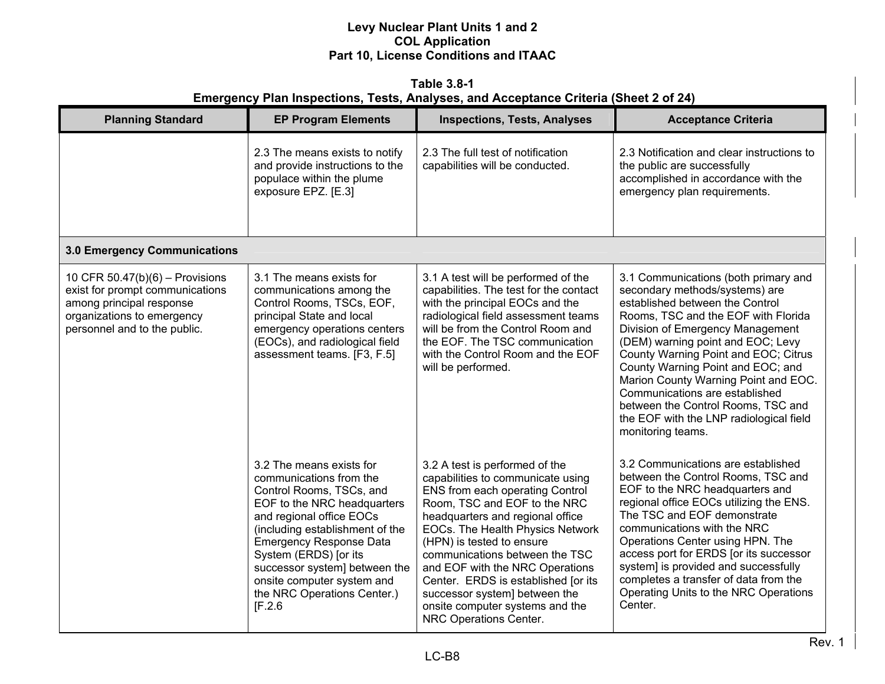**Table 3.8-1**
**Emergency Plan Inspections, Tests, Analyses, and Acceptance Criteria (Sheet 2 of 24)**

| Planning Standard | EP Program Elements | Inspections, Tests, Analyses | Acceptance Criteria |
|---|---|---|---|
| | 2.3 The means exists to notify and provide instructions to the populace within the plume exposure EPZ. [E.3] | 2.3 The full test of notification capabilities will be conducted. | 2.3 Notification and clear instructions to the public are successfully accomplished in accordance with the emergency plan requirements. |
| **3.0 Emergency Communications** | | | |
| 10 CFR 50.47(b)(6) – Provisions exist for prompt communications among principal response organizations to emergency personnel and to the public. | 3.1 The means exists for communications among the Control Rooms, TSCs, EOF, principal State and local emergency operations centers (EOCs), and radiological field assessment teams. [F3, F.5] | 3.1 A test will be performed of the capabilities. The test for the contact with the principal EOCs and the radiological field assessment teams will be from the Control Room and the EOF. The TSC communication with the Control Room and the EOF will be performed. | 3.1 Communications (both primary and secondary methods/systems) are established between the Control Rooms, TSC and the EOF with Florida Division of Emergency Management (DEM) warning point and EOC; Levy County Warning Point and EOC; Citrus County Warning Point and EOC; and Marion County Warning Point and EOC. Communications are established between the Control Rooms, TSC and the EOF with the LNP radiological field monitoring teams. |
| | 3.2 The means exists for communications from the Control Rooms, TSCs, and EOF to the NRC headquarters and regional office EOCs (including establishment of the Emergency Response Data System (ERDS) [or its successor system] between the onsite computer system and the NRC Operations Center.) [F.2.6 | 3.2 A test is performed of the capabilities to communicate using ENS from each operating Control Room, TSC and EOF to the NRC headquarters and regional office EOCs. The Health Physics Network (HPN) is tested to ensure communications between the TSC and EOF with the NRC Operations Center. ERDS is established [or its successor system] between the onsite computer systems and the NRC Operations Center. | 3.2 Communications are established between the Control Rooms, TSC and EOF to the NRC headquarters and regional office EOCs utilizing the ENS. The TSC and EOF demonstrate communications with the NRC Operations Center using HPN. The access port for ERDS [or its successor system] is provided and successfully completes a transfer of data from the Operating Units to the NRC Operations Center. |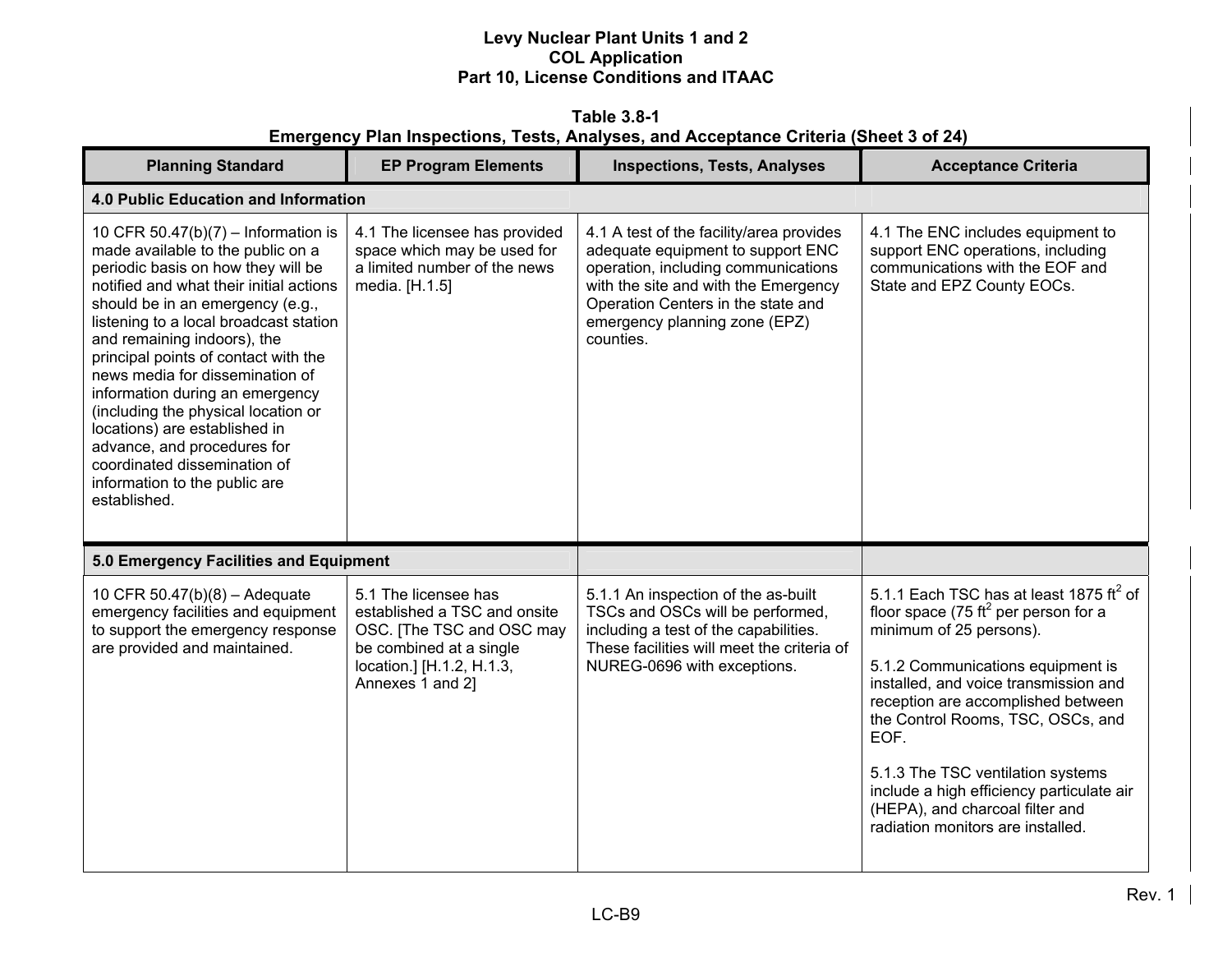**Table 3.8-1**
**Emergency Plan Inspections, Tests, Analyses, and Acceptance Criteria (Sheet 3 of 24)**

| Planning Standard | EP Program Elements | Inspections, Tests, Analyses | Acceptance Criteria |
|---|---|---|---|
| **4.0 Public Education and Information** | | | |
| 10 CFR 50.47(b)(7) – Information is made available to the public on a periodic basis on how they will be notified and what their initial actions should be in an emergency (e.g., listening to a local broadcast station and remaining indoors), the principal points of contact with the news media for dissemination of information during an emergency (including the physical location or locations) are established in advance, and procedures for coordinated dissemination of information to the public are established. | 4.1 The licensee has provided space which may be used for a limited number of the news media. [H.1.5] | 4.1 A test of the facility/area provides adequate equipment to support ENC operation, including communications with the site and with the Emergency Operation Centers in the state and emergency planning zone (EPZ) counties. | 4.1 The ENC includes equipment to support ENC operations, including communications with the EOF and State and EPZ County EOCs. |
| **5.0 Emergency Facilities and Equipment** | | | |
| 10 CFR 50.47(b)(8) – Adequate emergency facilities and equipment to support the emergency response are provided and maintained. | 5.1 The licensee has established a TSC and onsite OSC. [The TSC and OSC may be combined at a single location.] [H.1.2, H.1.3, Annexes 1 and 2] | 5.1.1 An inspection of the as-built TSCs and OSCs will be performed, including a test of the capabilities. These facilities will meet the criteria of NUREG-0696 with exceptions. | 5.1.1 Each TSC has at least 1875 $ft^2$ of floor space (75 $ft^2$ per person for a minimum of 25 persons).<br><br>5.1.2 Communications equipment is installed, and voice transmission and reception are accomplished between the Control Rooms, TSC, OSCs, and EOF.<br><br>5.1.3 The TSC ventilation systems include a high efficiency particulate air (HEPA), and charcoal filter and radiation monitors are installed. |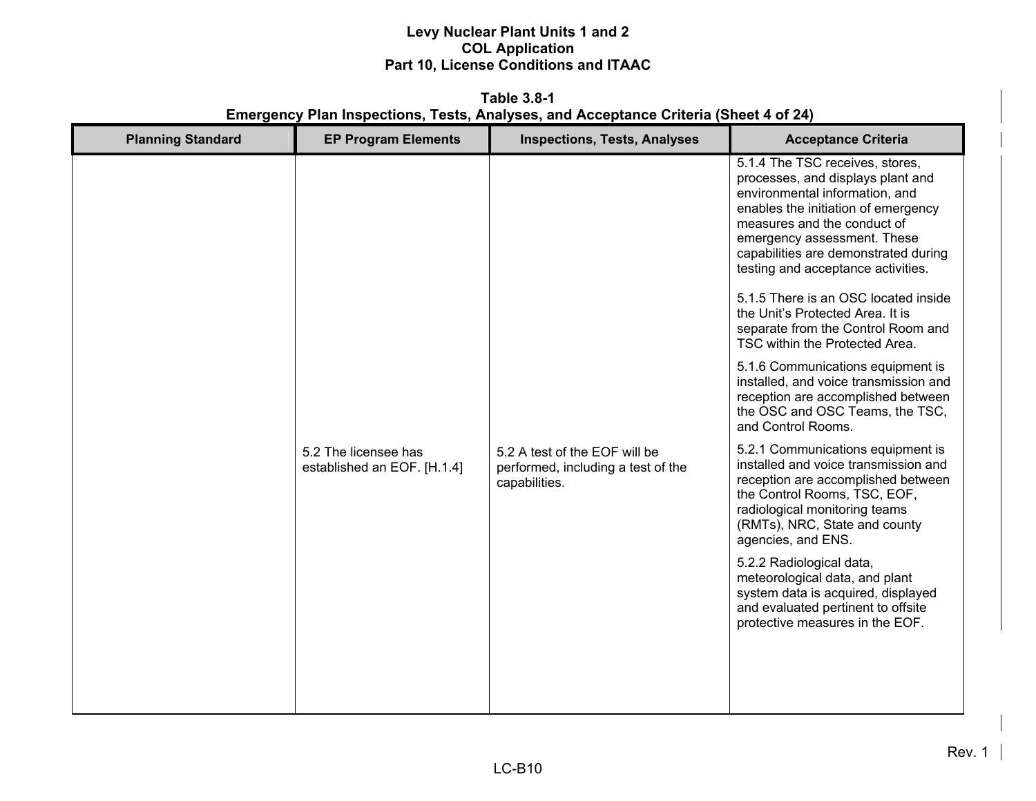**Table 3.8-1**
**Emergency Plan Inspections, Tests, Analyses, and Acceptance Criteria (Sheet 4 of 24)**

| Planning Standard | EP Program Elements | Inspections, Tests, Analyses | Acceptance Criteria |
|---|---|---|---|
| | | | 5.1.4 The TSC receives, stores, processes, and displays plant and environmental information, and enables the initiation of emergency measures and the conduct of emergency assessment. These capabilities are demonstrated during testing and acceptance activities. |
| | | | 5.1.5 There is an OSC located inside the Unit's Protected Area. It is separate from the Control Room and TSC within the Protected Area. |
| | | | 5.1.6 Communications equipment is installed, and voice transmission and reception are accomplished between the OSC and OSC Teams, the TSC, and Control Rooms. |
| | 5.2 The licensee has established an EOF. [H.1.4] | 5.2 A test of the EOF will be performed, including a test of the capabilities. | 5.2.1 Communications equipment is installed and voice transmission and reception are accomplished between the Control Rooms, TSC, EOF, radiological monitoring teams (RMTs), NRC, State and county agencies, and ENS. |
| | | | 5.2.2 Radiological data, meteorological data, and plant system data is acquired, displayed and evaluated pertinent to offsite protective measures in the EOF. |

Rev. 1

LC-B10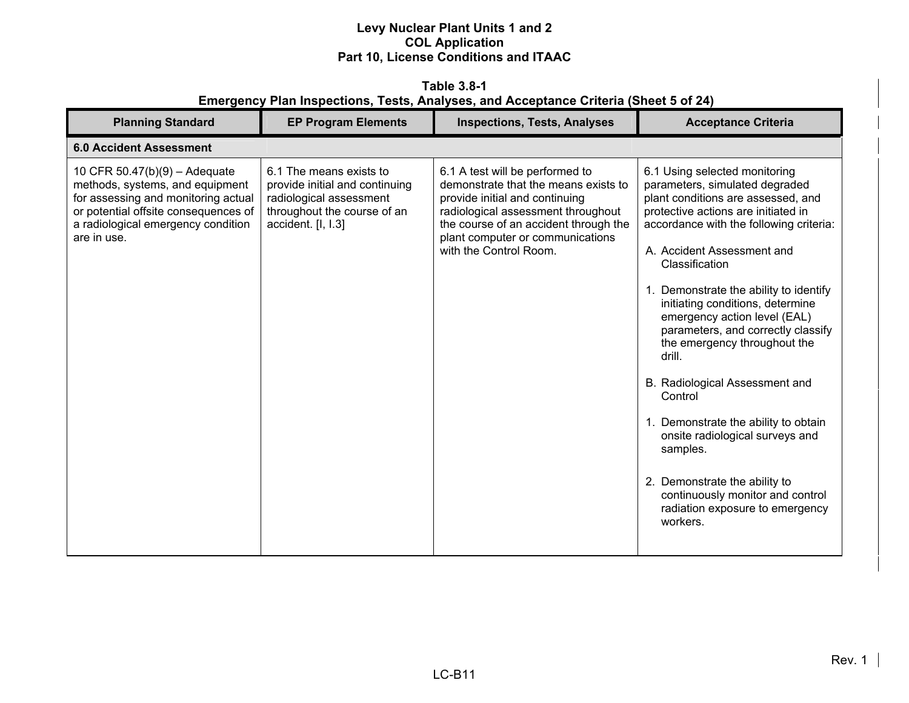**Table 3.8-1**
**Emergency Plan Inspections, Tests, Analyses, and Acceptance Criteria (Sheet 5 of 24)**

| Planning Standard | EP Program Elements | Inspections, Tests, Analyses | Acceptance Criteria |
|---|---|---|---|
| **6.0 Accident Assessment** | | | |
| 10 CFR 50.47(b)(9) – Adequate methods, systems, and equipment for assessing and monitoring actual or potential offsite consequences of a radiological emergency condition are in use. | 6.1 The means exists to provide initial and continuing radiological assessment throughout the course of an accident. [I, I.3] | 6.1 A test will be performed to demonstrate that the means exists to provide initial and continuing radiological assessment throughout the course of an accident through the plant computer or communications with the Control Room. | 6.1 Using selected monitoring parameters, simulated degraded plant conditions are assessed, and protective actions are initiated in accordance with the following criteria:<br><br>A. Accident Assessment and Classification<br><br>1. Demonstrate the ability to identify initiating conditions, determine emergency action level (EAL) parameters, and correctly classify the emergency throughout the drill.<br><br>B. Radiological Assessment and Control<br><br>1. Demonstrate the ability to obtain onsite radiological surveys and samples.<br><br>2. Demonstrate the ability to continuously monitor and control radiation exposure to emergency workers. |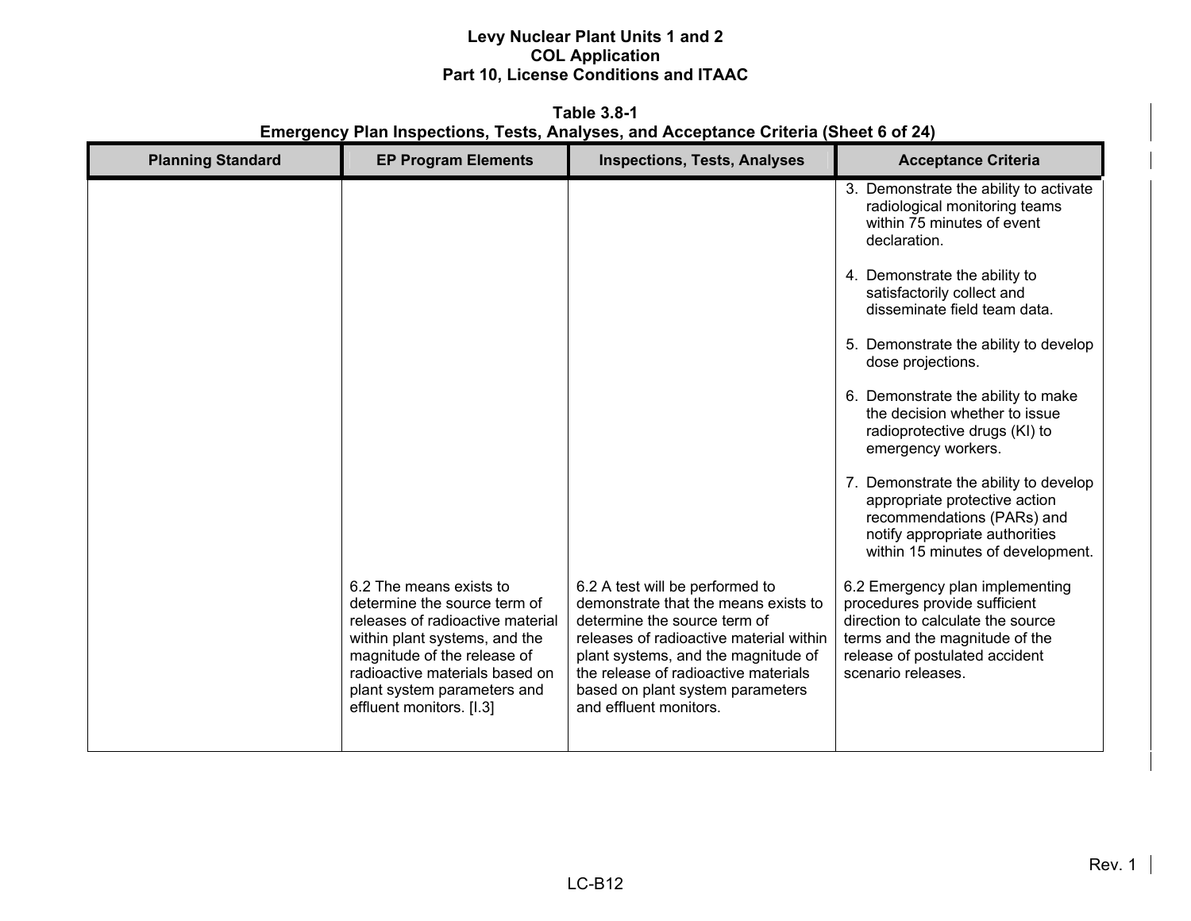Levy Nuclear Plant Units 1 and 2
COL Application
Part 10, License Conditions and ITAAC

**Table 3.8-1**
**Emergency Plan Inspections, Tests, Analyses, and Acceptance Criteria (Sheet 6 of 24)**

| Planning Standard | EP Program Elements | Inspections, Tests, Analyses | Acceptance Criteria |
|---|---|---|---|
| | | | 3. Demonstrate the ability to activate radiological monitoring teams within 75 minutes of event declaration.<br><br>4. Demonstrate the ability to satisfactorily collect and disseminate field team data.<br><br>5. Demonstrate the ability to develop dose projections.<br><br>6. Demonstrate the ability to make the decision whether to issue radioprotective drugs (KI) to emergency workers.<br><br>7. Demonstrate the ability to develop appropriate protective action recommendations (PARs) and notify appropriate authorities within 15 minutes of development. |
| | 6.2 The means exists to determine the source term of releases of radioactive material within plant systems, and the magnitude of the release of radioactive materials based on plant system parameters and effluent monitors. [I.3] | 6.2 A test will be performed to demonstrate that the means exists to determine the source term of releases of radioactive material within plant systems, and the magnitude of the release of radioactive materials based on plant system parameters and effluent monitors. | 6.2 Emergency plan implementing procedures provide sufficient direction to calculate the source terms and the magnitude of the release of postulated accident scenario releases. |

Rev. 1

LC-B12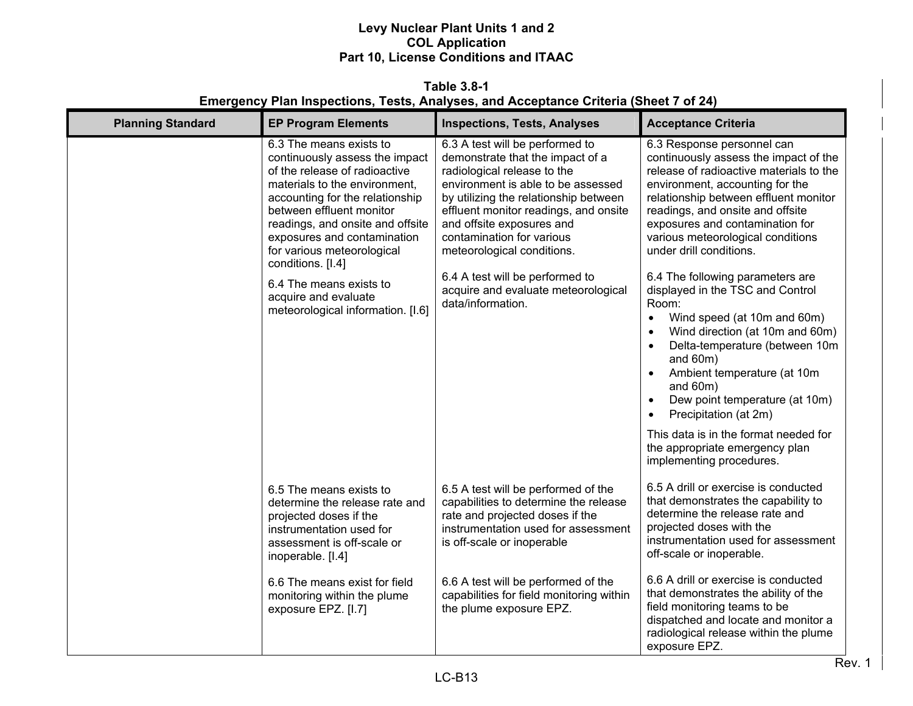**Table 3.8-1**
**Emergency Plan Inspections, Tests, Analyses, and Acceptance Criteria (Sheet 7 of 24)**

| Planning Standard | EP Program Elements | Inspections, Tests, Analyses | Acceptance Criteria |
|---|---|---|---|
| | 6.3 The means exists to continuously assess the impact of the release of radioactive materials to the environment, accounting for the relationship between effluent monitor readings, and onsite and offsite exposures and contamination for various meteorological conditions. [I.4] | 6.3 A test will be performed to demonstrate that the impact of a radiological release to the environment is able to be assessed by utilizing the relationship between effluent monitor readings, and onsite and offsite exposures and contamination for various meteorological conditions. | 6.3 Response personnel can continuously assess the impact of the release of radioactive materials to the environment, accounting for the relationship between effluent monitor readings, and onsite and offsite exposures and contamination for various meteorological conditions under drill conditions. |
| | 6.4 The means exists to acquire and evaluate meteorological information. [I.6] | 6.4 A test will be performed to acquire and evaluate meteorological data/information. | 6.4 The following parameters are displayed in the TSC and Control Room:<br>• Wind speed (at 10m and 60m)<br>• Wind direction (at 10m and 60m)<br>• Delta-temperature (between 10m and 60m)<br>• Ambient temperature (at 10m and 60m)<br>• Dew point temperature (at 10m)<br>• Precipitation (at 2m)<br><br>This data is in the format needed for the appropriate emergency plan implementing procedures. |
| | 6.5 The means exists to determine the release rate and projected doses if the instrumentation used for assessment is off-scale or inoperable. [I.4] | 6.5 A test will be performed of the capabilities to determine the release rate and projected doses if the instrumentation used for assessment is off-scale or inoperable | 6.5 A drill or exercise is conducted that demonstrates the capability to determine the release rate and projected doses with the instrumentation used for assessment off-scale or inoperable. |
| | 6.6 The means exist for field monitoring within the plume exposure EPZ. [I.7] | 6.6 A test will be performed of the capabilities for field monitoring within the plume exposure EPZ. | 6.6 A drill or exercise is conducted that demonstrates the ability of the field monitoring teams to be dispatched and locate and monitor a radiological release within the plume exposure EPZ. |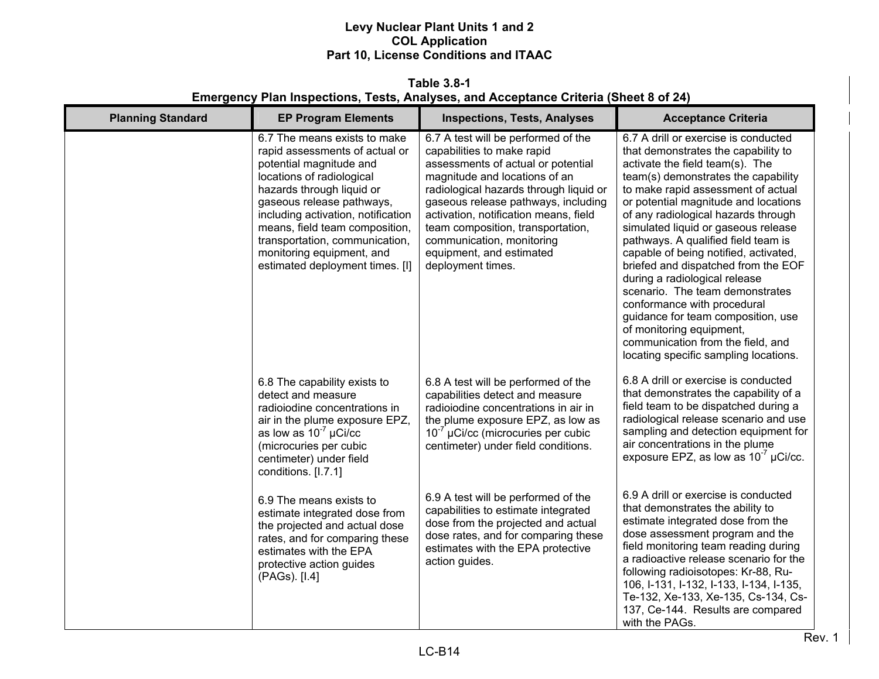**Table 3.8-1**
**Emergency Plan Inspections, Tests, Analyses, and Acceptance Criteria (Sheet 8 of 24)**

| Planning Standard | EP Program Elements | Inspections, Tests, Analyses | Acceptance Criteria |
|---|---|---|---|
| | 6.7 The means exists to make rapid assessments of actual or potential magnitude and locations of radiological hazards through liquid or gaseous release pathways, including activation, notification means, field team composition, transportation, communication, monitoring equipment, and estimated deployment times. [I] | 6.7 A test will be performed of the capabilities to make rapid assessments of actual or potential magnitude and locations of an radiological hazards through liquid or gaseous release pathways, including activation, notification means, field team composition, transportation, communication, monitoring equipment, and estimated deployment times. | 6.7 A drill or exercise is conducted that demonstrates the capability to activate the field team(s). The team(s) demonstrates the capability to make rapid assessment of actual or potential magnitude and locations of any radiological hazards through simulated liquid or gaseous release pathways. A qualified field team is capable of being notified, activated, briefed and dispatched from the EOF during a radiological release scenario. The team demonstrates conformance with procedural guidance for team composition, use of monitoring equipment, communication from the field, and locating specific sampling locations. |
| | 6.8 The capability exists to detect and measure radioiodine concentrations in air in the plume exposure EPZ, as low as $10^{-7}$ μCi/cc (microcuries per cubic centimeter) under field conditions. [I.7.1] | 6.8 A test will be performed of the capabilities detect and measure radioiodine concentrations in air in the plume exposure EPZ, as low as $10^{-7}$ μCi/cc (microcuries per cubic centimeter) under field conditions. | 6.8 A drill or exercise is conducted that demonstrates the capability of a field team to be dispatched during a radiological release scenario and use sampling and detection equipment for air concentrations in the plume exposure EPZ, as low as $10^{-7}$ μCi/cc. |
| | 6.9 The means exists to estimate integrated dose from the projected and actual dose rates, and for comparing these estimates with the EPA protective action guides (PAGs). [I.4] | 6.9 A test will be performed of the capabilities to estimate integrated dose from the projected and actual dose rates, and for comparing these estimates with the EPA protective action guides. | 6.9 A drill or exercise is conducted that demonstrates the ability to estimate integrated dose from the dose assessment program and the field monitoring team reading during a radioactive release scenario for the following radioisotopes: Kr-88, Ru-106, I-131, I-132, I-133, I-134, I-135, Te-132, Xe-133, Xe-135, Cs-134, Cs-137, Ce-144. Results are compared with the PAGs. |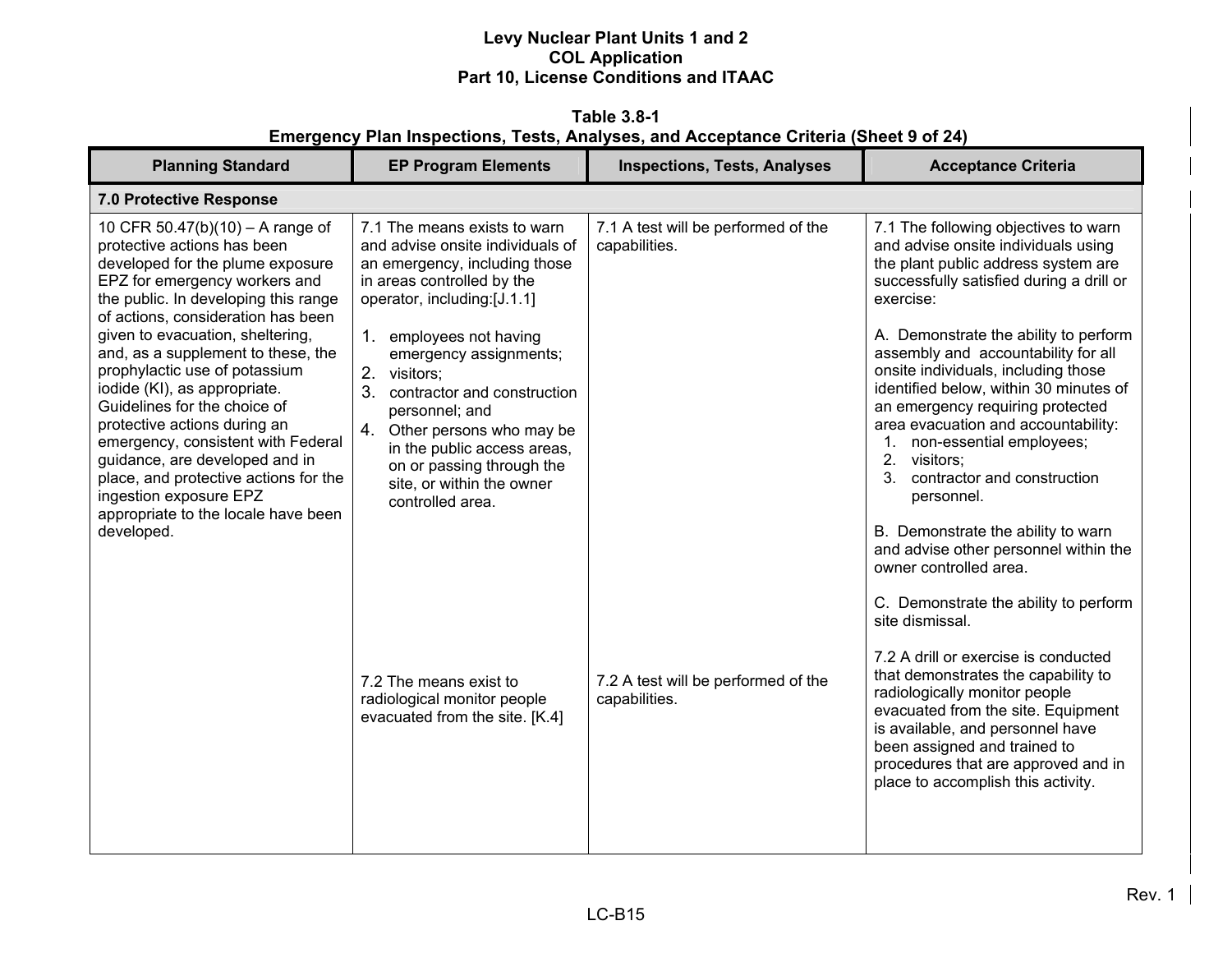**Table 3.8-1**
**Emergency Plan Inspections, Tests, Analyses, and Acceptance Criteria (Sheet 9 of 24)**

| Planning Standard | EP Program Elements | Inspections, Tests, Analyses | Acceptance Criteria |
|---|---|---|---|
| **7.0 Protective Response** | | | |
| 10 CFR 50.47(b)(10) – A range of protective actions has been developed for the plume exposure EPZ for emergency workers and the public. In developing this range of actions, consideration has been given to evacuation, sheltering, and, as a supplement to these, the prophylactic use of potassium iodide (KI), as appropriate. Guidelines for the choice of protective actions during an emergency, consistent with Federal guidance, are developed and in place, and protective actions for the ingestion exposure EPZ appropriate to the locale have been developed. | 7.1 The means exists to warn and advise onsite individuals of an emergency, including those in areas controlled by the operator, including:[J.1.1]<br><br>1. employees not having emergency assignments;<br>2. visitors;<br>3. contractor and construction personnel; and<br>4. Other persons who may be in the public access areas, on or passing through the site, or within the owner controlled area. | 7.1 A test will be performed of the capabilities. | 7.1 The following objectives to warn and advise onsite individuals using the plant public address system are successfully satisfied during a drill or exercise:<br><br>A. Demonstrate the ability to perform assembly and accountability for all onsite individuals, including those identified below, within 30 minutes of an emergency requiring protected area evacuation and accountability:<br>1. non-essential employees;<br>2. visitors;<br>3. contractor and construction personnel.<br><br>B. Demonstrate the ability to warn and advise other personnel within the owner controlled area.<br><br>C. Demonstrate the ability to perform site dismissal. |
| | 7.2 The means exist to radiological monitor people evacuated from the site. [K.4] | 7.2 A test will be performed of the capabilities. | 7.2 A drill or exercise is conducted that demonstrates the capability to radiologically monitor people evacuated from the site. Equipment is available, and personnel have been assigned and trained to procedures that are approved and in place to accomplish this activity. |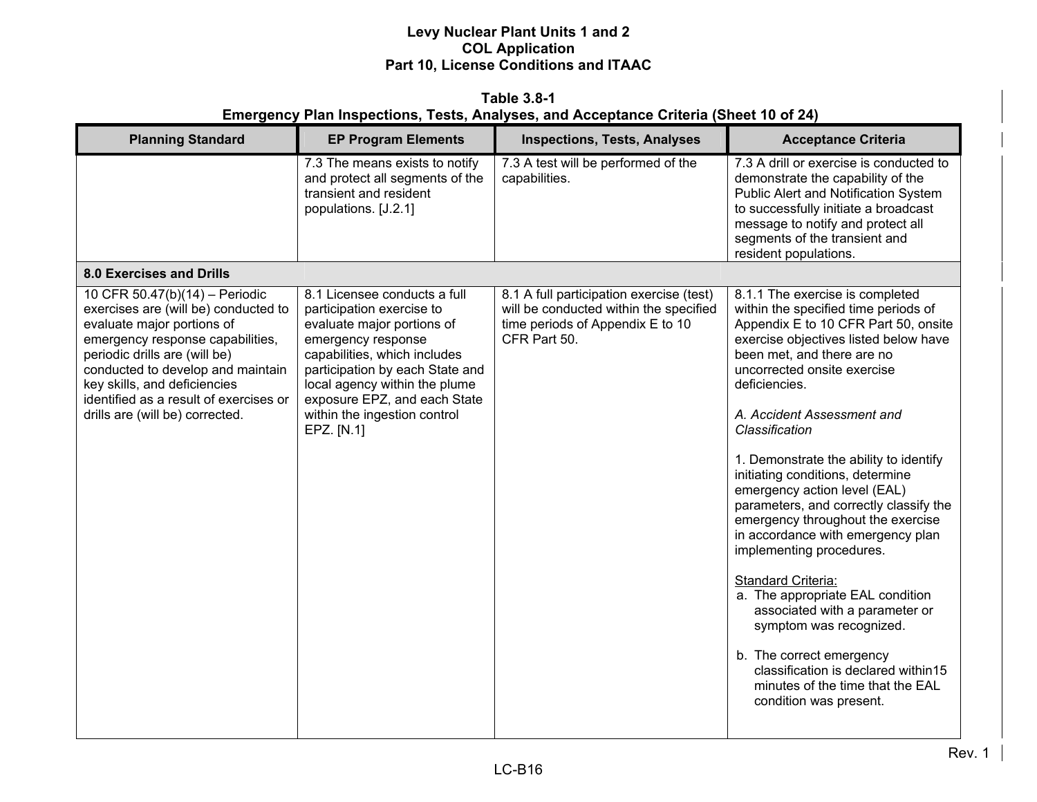Levy Nuclear Plant Units 1 and 2
COL Application
Part 10, License Conditions and ITAAC

**Table 3.8-1**
**Emergency Plan Inspections, Tests, Analyses, and Acceptance Criteria (Sheet 10 of 24)**

| Planning Standard | EP Program Elements | Inspections, Tests, Analyses | Acceptance Criteria |
|---|---|---|---|
| | 7.3 The means exists to notify and protect all segments of the transient and resident populations. [J.2.1] | 7.3 A test will be performed of the capabilities. | 7.3 A drill or exercise is conducted to demonstrate the capability of the Public Alert and Notification System to successfully initiate a broadcast message to notify and protect all segments of the transient and resident populations. |
| **8.0 Exercises and Drills** | | | |
| 10 CFR 50.47(b)(14) – Periodic exercises are (will be) conducted to evaluate major portions of emergency response capabilities, periodic drills are (will be) conducted to develop and maintain key skills, and deficiencies identified as a result of exercises or drills are (will be) corrected. | 8.1 Licensee conducts a full participation exercise to evaluate major portions of emergency response capabilities, which includes participation by each State and local agency within the plume exposure EPZ, and each State within the ingestion control EPZ. [N.1] | 8.1 A full participation exercise (test) will be conducted within the specified time periods of Appendix E to 10 CFR Part 50. | 8.1.1 The exercise is completed within the specified time periods of Appendix E to 10 CFR Part 50, onsite exercise objectives listed below have been met, and there are no uncorrected onsite exercise deficiencies.<br><br>*A. Accident Assessment and Classification*<br><br>1. Demonstrate the ability to identify initiating conditions, determine emergency action level (EAL) parameters, and correctly classify the emergency throughout the exercise in accordance with emergency plan implementing procedures.<br><br>Standard Criteria:<br>a. The appropriate EAL condition associated with a parameter or symptom was recognized.<br><br>b. The correct emergency classification is declared within15 minutes of the time that the EAL condition was present. |

Rev. 1

LC-B16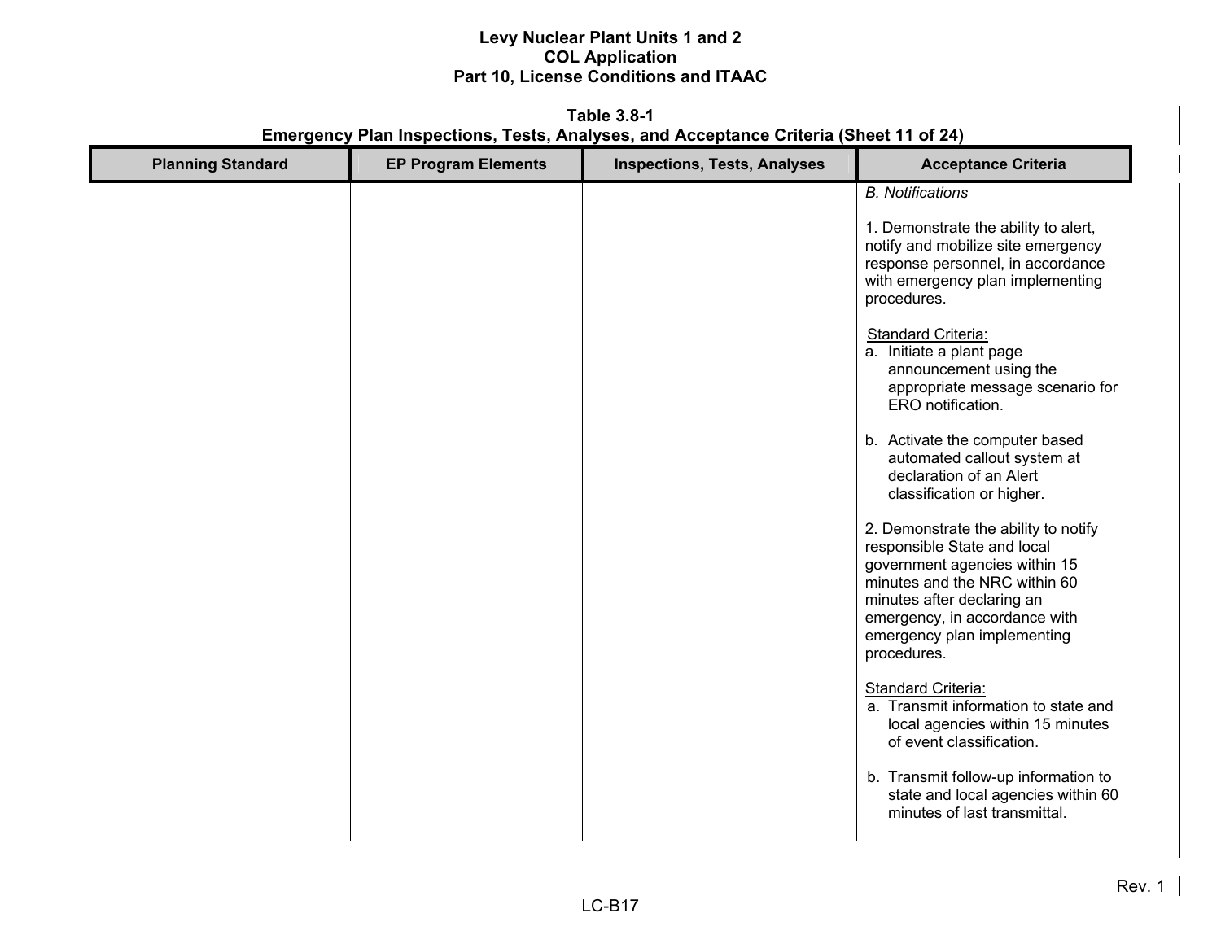**Table 3.8-1**
**Emergency Plan Inspections, Tests, Analyses, and Acceptance Criteria (Sheet 11 of 24)**

| Planning Standard | EP Program Elements | Inspections, Tests, Analyses | Acceptance Criteria |
|---|---|---|---|
| | | | *B. Notifications*<br><br>1. Demonstrate the ability to alert, notify and mobilize site emergency response personnel, in accordance with emergency plan implementing procedures.<br><br>Standard Criteria:<br>a. Initiate a plant page announcement using the appropriate message scenario for ERO notification.<br><br>b. Activate the computer based automated callout system at declaration of an Alert classification or higher.<br><br>2. Demonstrate the ability to notify responsible State and local government agencies within 15 minutes and the NRC within 60 minutes after declaring an emergency, in accordance with emergency plan implementing procedures.<br><br>Standard Criteria:<br>a. Transmit information to state and local agencies within 15 minutes of event classification.<br><br>b. Transmit follow-up information to state and local agencies within 60 minutes of last transmittal. |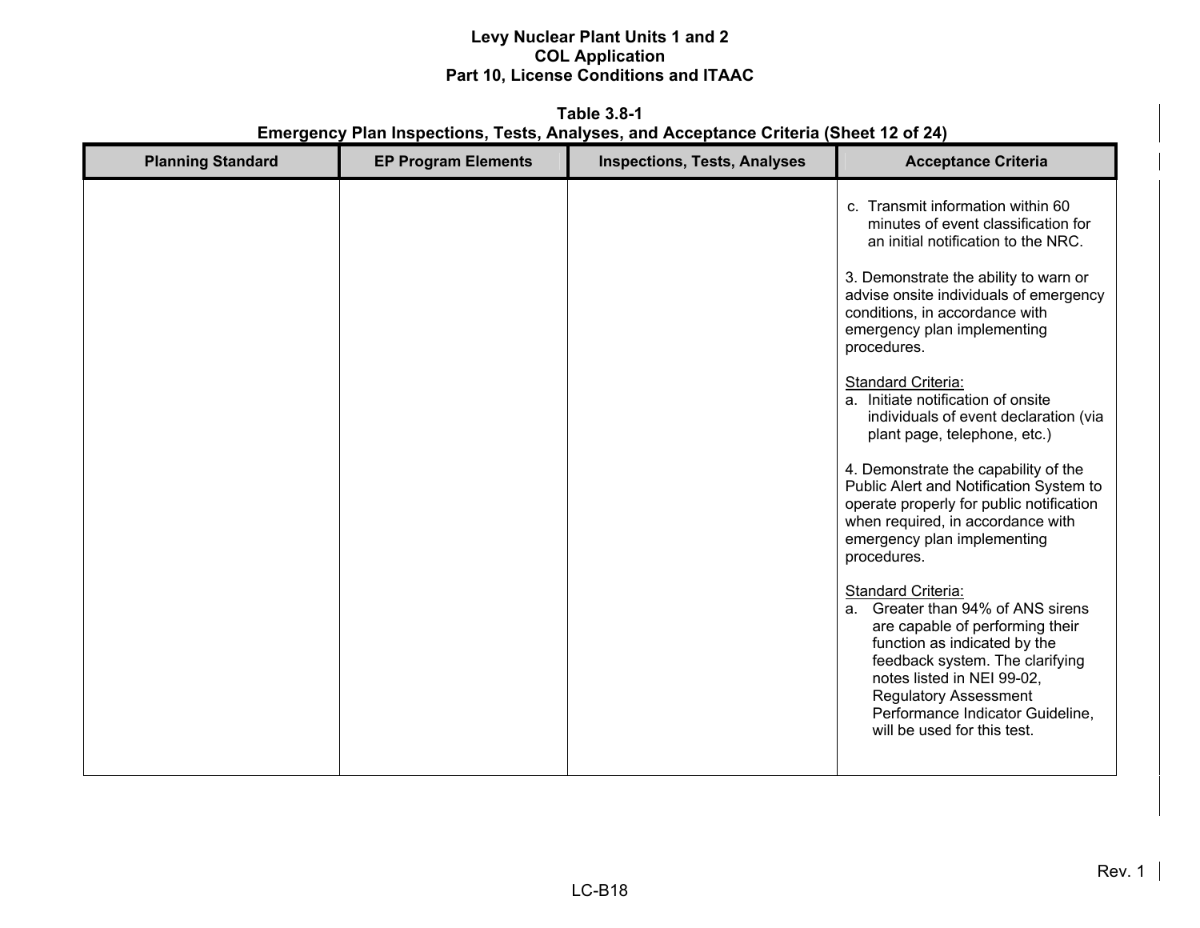**Table 3.8-1**
**Emergency Plan Inspections, Tests, Analyses, and Acceptance Criteria (Sheet 12 of 24)**

| Planning Standard | EP Program Elements | Inspections, Tests, Analyses | Acceptance Criteria |
|---|---|---|---|
| | | | c. Transmit information within 60 minutes of event classification for an initial notification to the NRC.<br><br>3. Demonstrate the ability to warn or advise onsite individuals of emergency conditions, in accordance with emergency plan implementing procedures.<br><br>Standard Criteria:<br>a. Initiate notification of onsite individuals of event declaration (via plant page, telephone, etc.)<br><br>4. Demonstrate the capability of the Public Alert and Notification System to operate properly for public notification when required, in accordance with emergency plan implementing procedures.<br><br>Standard Criteria:<br>a. Greater than 94% of ANS sirens are capable of performing their function as indicated by the feedback system. The clarifying notes listed in NEI 99-02, Regulatory Assessment Performance Indicator Guideline, will be used for this test. |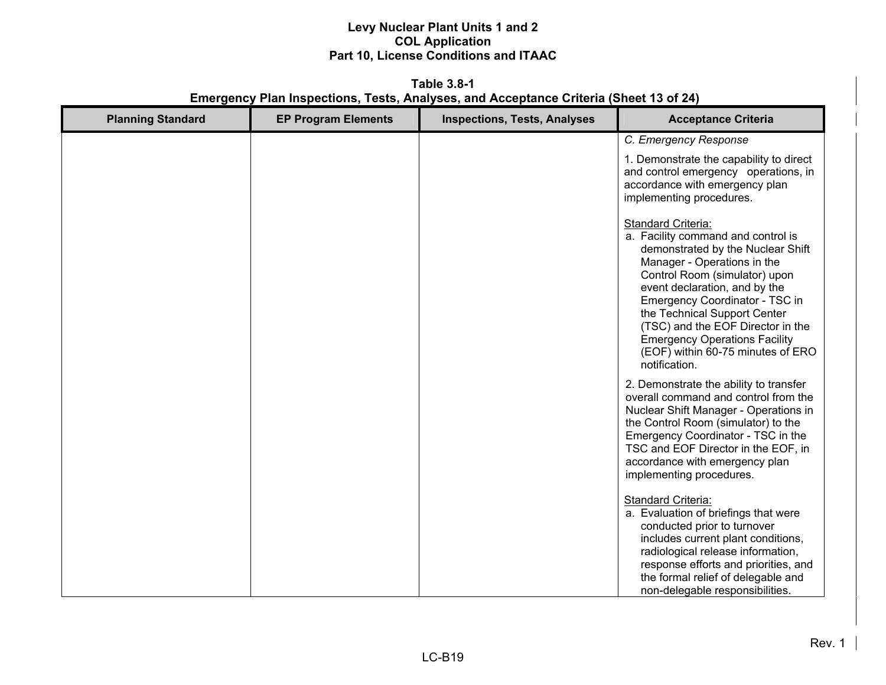**Table 3.8-1**
**Emergency Plan Inspections, Tests, Analyses, and Acceptance Criteria (Sheet 13 of 24)**

| Planning Standard | EP Program Elements | Inspections, Tests, Analyses | Acceptance Criteria |
|---|---|---|---|
| | | | *C. Emergency Response*<br><br>1. Demonstrate the capability to direct and control emergency operations, in accordance with emergency plan implementing procedures.<br><br><u>Standard Criteria:</u><br>a. Facility command and control is demonstrated by the Nuclear Shift Manager - Operations in the Control Room (simulator) upon event declaration, and by the Emergency Coordinator - TSC in the Technical Support Center (TSC) and the EOF Director in the Emergency Operations Facility (EOF) within 60-75 minutes of ERO notification.<br><br>2. Demonstrate the ability to transfer overall command and control from the Nuclear Shift Manager - Operations in the Control Room (simulator) to the Emergency Coordinator - TSC in the TSC and EOF Director in the EOF, in accordance with emergency plan implementing procedures.<br><br><u>Standard Criteria:</u><br>a. Evaluation of briefings that were conducted prior to turnover includes current plant conditions, radiological release information, response efforts and priorities, and the formal relief of delegable and non-delegable responsibilities. |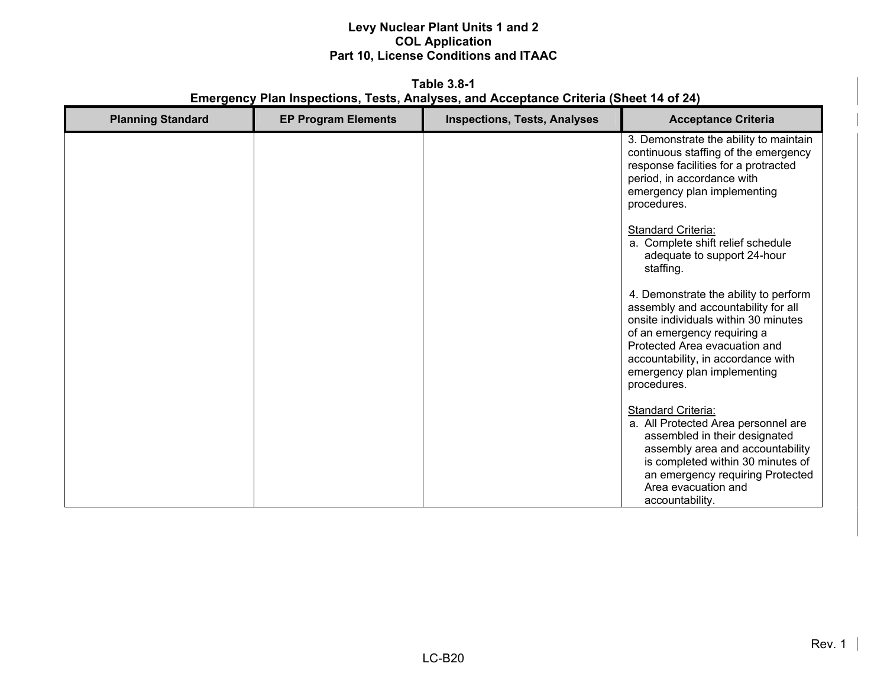**Table 3.8-1**
**Emergency Plan Inspections, Tests, Analyses, and Acceptance Criteria (Sheet 14 of 24)**

| Planning Standard | EP Program Elements | Inspections, Tests, Analyses | Acceptance Criteria |
|---|---|---|---|
| | | | 3. Demonstrate the ability to maintain continuous staffing of the emergency response facilities for a protracted period, in accordance with emergency plan implementing procedures.<br><br>Standard Criteria:<br>a. Complete shift relief schedule adequate to support 24-hour staffing.<br><br>4. Demonstrate the ability to perform assembly and accountability for all onsite individuals within 30 minutes of an emergency requiring a Protected Area evacuation and accountability, in accordance with emergency plan implementing procedures.<br><br>Standard Criteria:<br>a. All Protected Area personnel are assembled in their designated assembly area and accountability is completed within 30 minutes of an emergency requiring Protected Area evacuation and accountability. |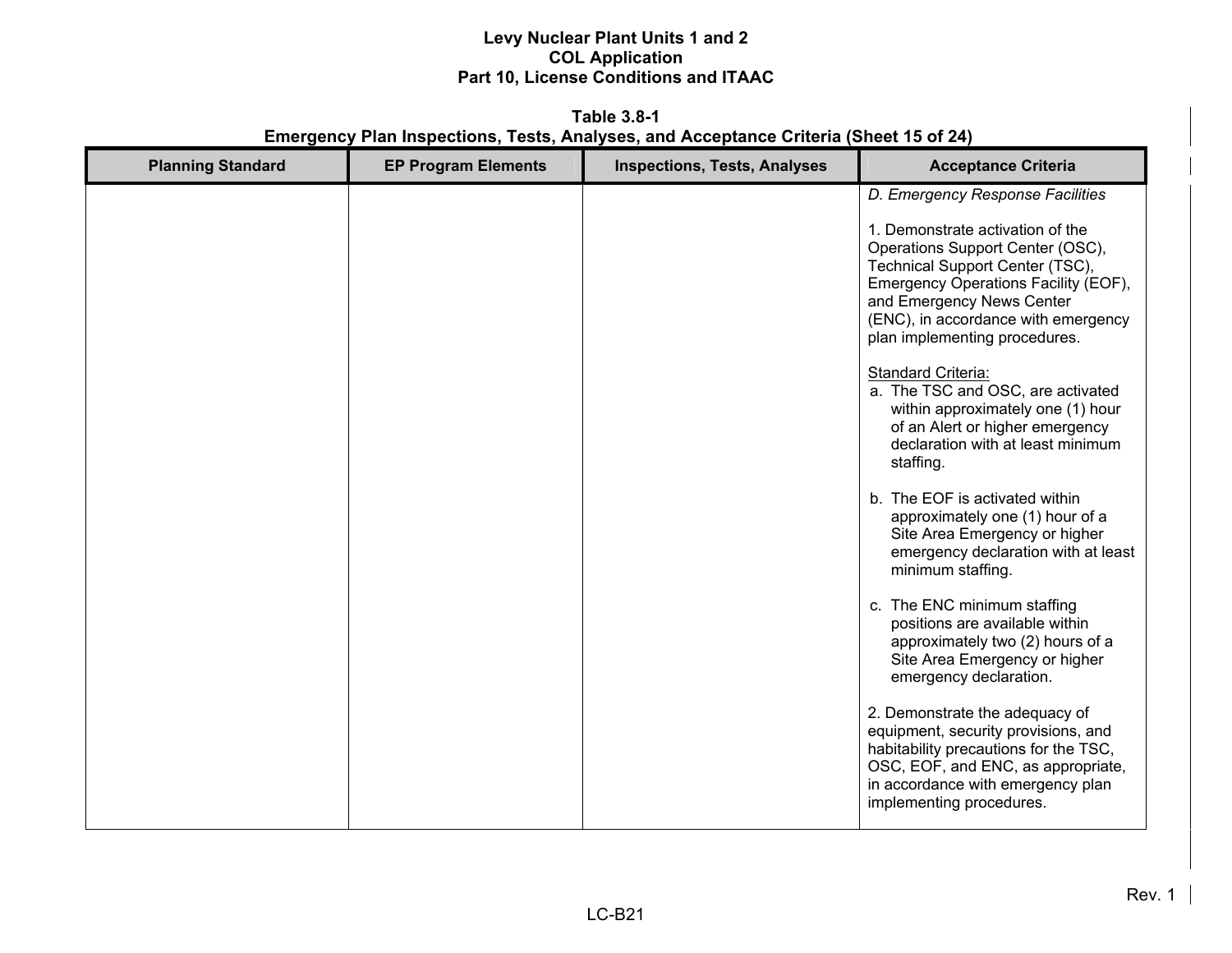**Table 3.8-1**
**Emergency Plan Inspections, Tests, Analyses, and Acceptance Criteria (Sheet 15 of 24)**

| Planning Standard | EP Program Elements | Inspections, Tests, Analyses | Acceptance Criteria |
|---|---|---|---|
| | | | *D. Emergency Response Facilities*<br><br>1. Demonstrate activation of the Operations Support Center (OSC), Technical Support Center (TSC), Emergency Operations Facility (EOF), and Emergency News Center (ENC), in accordance with emergency plan implementing procedures.<br><br><u>Standard Criteria:</u><br>a. The TSC and OSC, are activated within approximately one (1) hour of an Alert or higher emergency declaration with at least minimum staffing.<br><br>b. The EOF is activated within approximately one (1) hour of a Site Area Emergency or higher emergency declaration with at least minimum staffing.<br><br>c. The ENC minimum staffing positions are available within approximately two (2) hours of a Site Area Emergency or higher emergency declaration.<br><br>2. Demonstrate the adequacy of equipment, security provisions, and habitability precautions for the TSC, OSC, EOF, and ENC, as appropriate, in accordance with emergency plan implementing procedures. |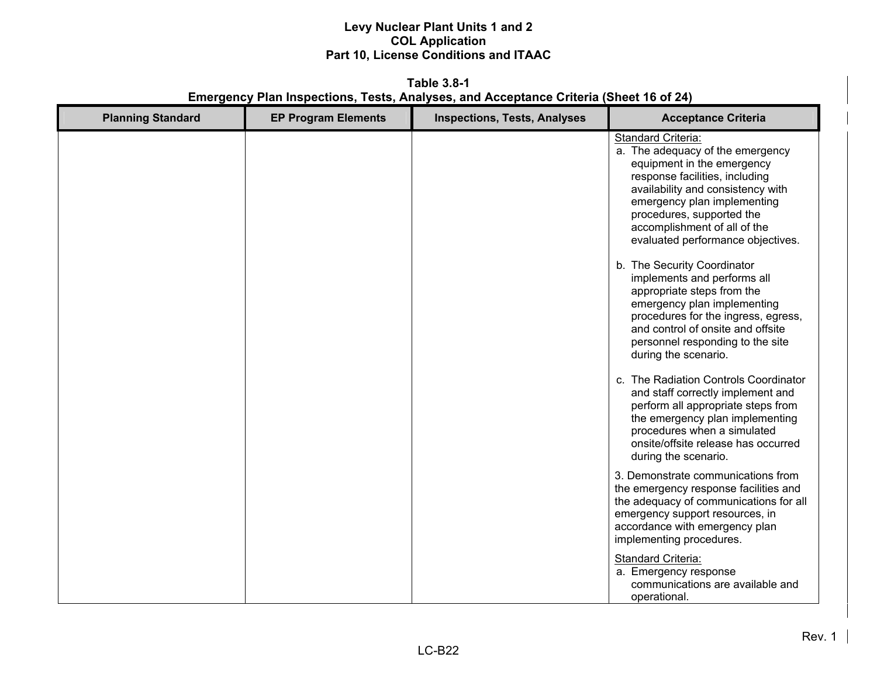**Table 3.8-1**
**Emergency Plan Inspections, Tests, Analyses, and Acceptance Criteria (Sheet 16 of 24)**

| Planning Standard | EP Program Elements | Inspections, Tests, Analyses | Acceptance Criteria |
|---|---|---|---|
| | | | Standard Criteria:<br>a. The adequacy of the emergency equipment in the emergency response facilities, including availability and consistency with emergency plan implementing procedures, supported the accomplishment of all of the evaluated performance objectives.<br><br>b. The Security Coordinator implements and performs all appropriate steps from the emergency plan implementing procedures for the ingress, egress, and control of onsite and offsite personnel responding to the site during the scenario.<br><br>c. The Radiation Controls Coordinator and staff correctly implement and perform all appropriate steps from the emergency plan implementing procedures when a simulated onsite/offsite release has occurred during the scenario. |
| | | | 3. Demonstrate communications from the emergency response facilities and the adequacy of communications for all emergency support resources, in accordance with emergency plan implementing procedures. |
| | | | Standard Criteria:<br>a. Emergency response communications are available and operational. |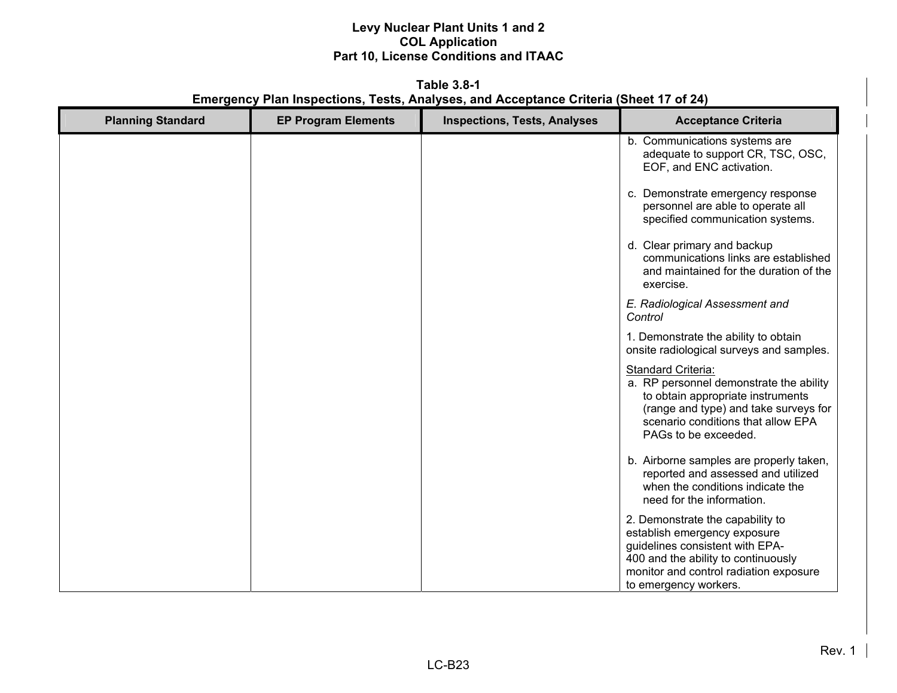**Table 3.8-1**
**Emergency Plan Inspections, Tests, Analyses, and Acceptance Criteria (Sheet 17 of 24)**

| Planning Standard | EP Program Elements | Inspections, Tests, Analyses | Acceptance Criteria |
|---|---|---|---|
| | | | b. Communications systems are adequate to support CR, TSC, OSC, EOF, and ENC activation.<br><br>c. Demonstrate emergency response personnel are able to operate all specified communication systems.<br><br>d. Clear primary and backup communications links are established and maintained for the duration of the exercise.<br><br>*E. Radiological Assessment and Control*<br><br>1. Demonstrate the ability to obtain onsite radiological surveys and samples.<br><br>Standard Criteria:<br>a. RP personnel demonstrate the ability to obtain appropriate instruments (range and type) and take surveys for scenario conditions that allow EPA PAGs to be exceeded.<br><br>b. Airborne samples are properly taken, reported and assessed and utilized when the conditions indicate the need for the information.<br><br>2. Demonstrate the capability to establish emergency exposure guidelines consistent with EPA-400 and the ability to continuously monitor and control radiation exposure to emergency workers. |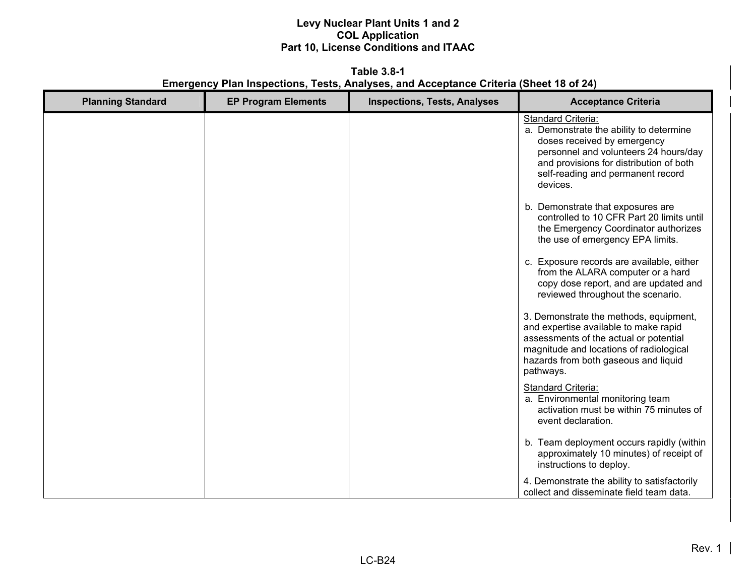**Table 3.8-1**
**Emergency Plan Inspections, Tests, Analyses, and Acceptance Criteria (Sheet 18 of 24)**

| Planning Standard | EP Program Elements | Inspections, Tests, Analyses | Acceptance Criteria |
|---|---|---|---|
| | | | Standard Criteria:<br>a. Demonstrate the ability to determine doses received by emergency personnel and volunteers 24 hours/day and provisions for distribution of both self-reading and permanent record devices.<br><br>b. Demonstrate that exposures are controlled to 10 CFR Part 20 limits until the Emergency Coordinator authorizes the use of emergency EPA limits.<br><br>c. Exposure records are available, either from the ALARA computer or a hard copy dose report, and are updated and reviewed throughout the scenario.<br><br>3. Demonstrate the methods, equipment, and expertise available to make rapid assessments of the actual or potential magnitude and locations of radiological hazards from both gaseous and liquid pathways.<br><br>Standard Criteria:<br>a. Environmental monitoring team activation must be within 75 minutes of event declaration.<br><br>b. Team deployment occurs rapidly (within approximately 10 minutes) of receipt of instructions to deploy.<br><br>4. Demonstrate the ability to satisfactorily collect and disseminate field team data. |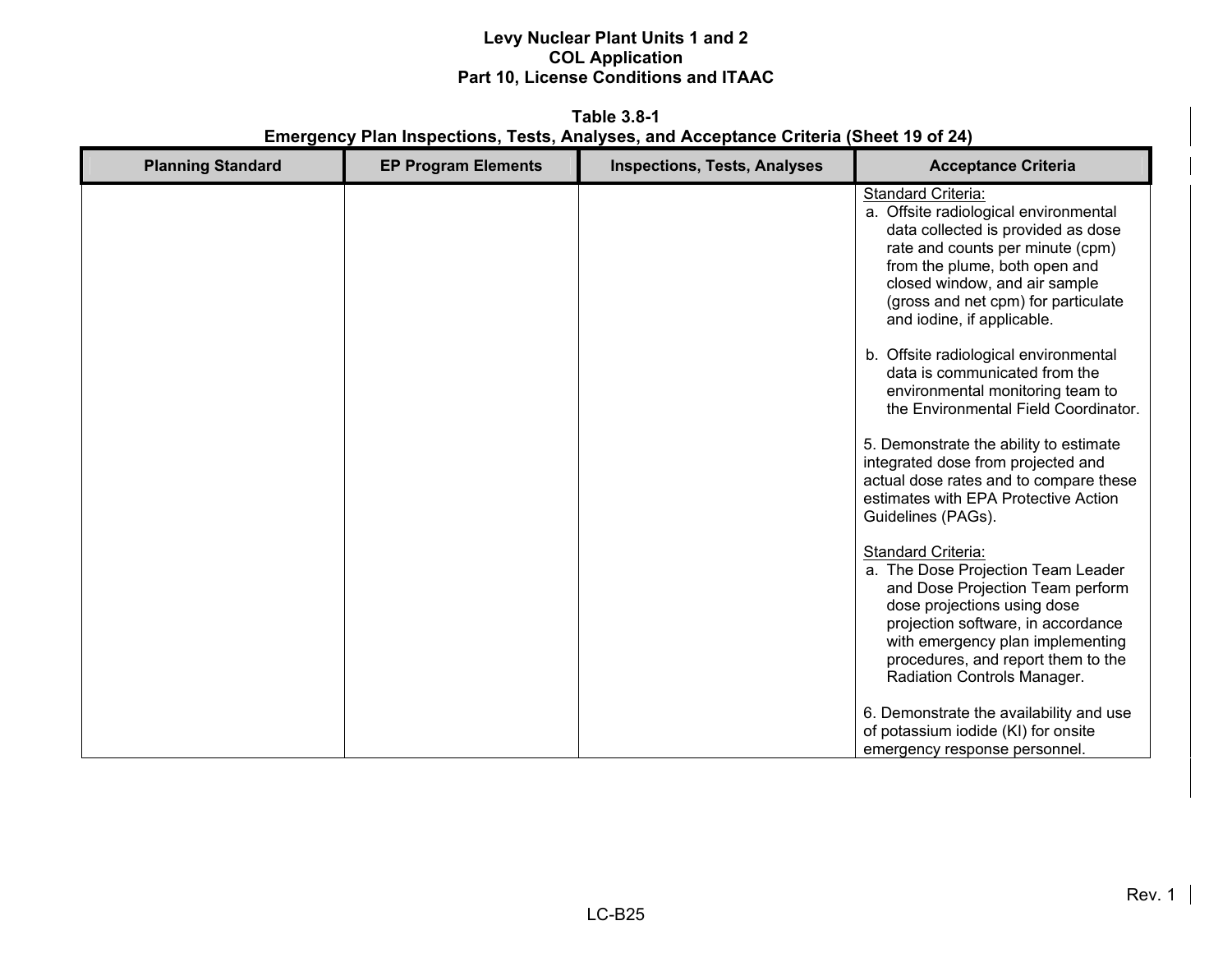**Table 3.8-1**
**Emergency Plan Inspections, Tests, Analyses, and Acceptance Criteria (Sheet 19 of 24)**

| Planning Standard | EP Program Elements | Inspections, Tests, Analyses | Acceptance Criteria |
|---|---|---|---|
| | | | Standard Criteria:<br>a. Offsite radiological environmental data collected is provided as dose rate and counts per minute (cpm) from the plume, both open and closed window, and air sample (gross and net cpm) for particulate and iodine, if applicable.<br><br>b. Offsite radiological environmental data is communicated from the environmental monitoring team to the Environmental Field Coordinator.<br><br>5. Demonstrate the ability to estimate integrated dose from projected and actual dose rates and to compare these estimates with EPA Protective Action Guidelines (PAGs).<br><br>Standard Criteria:<br>a. The Dose Projection Team Leader and Dose Projection Team perform dose projections using dose projection software, in accordance with emergency plan implementing procedures, and report them to the Radiation Controls Manager.<br><br>6. Demonstrate the availability and use of potassium iodide (KI) for onsite emergency response personnel. |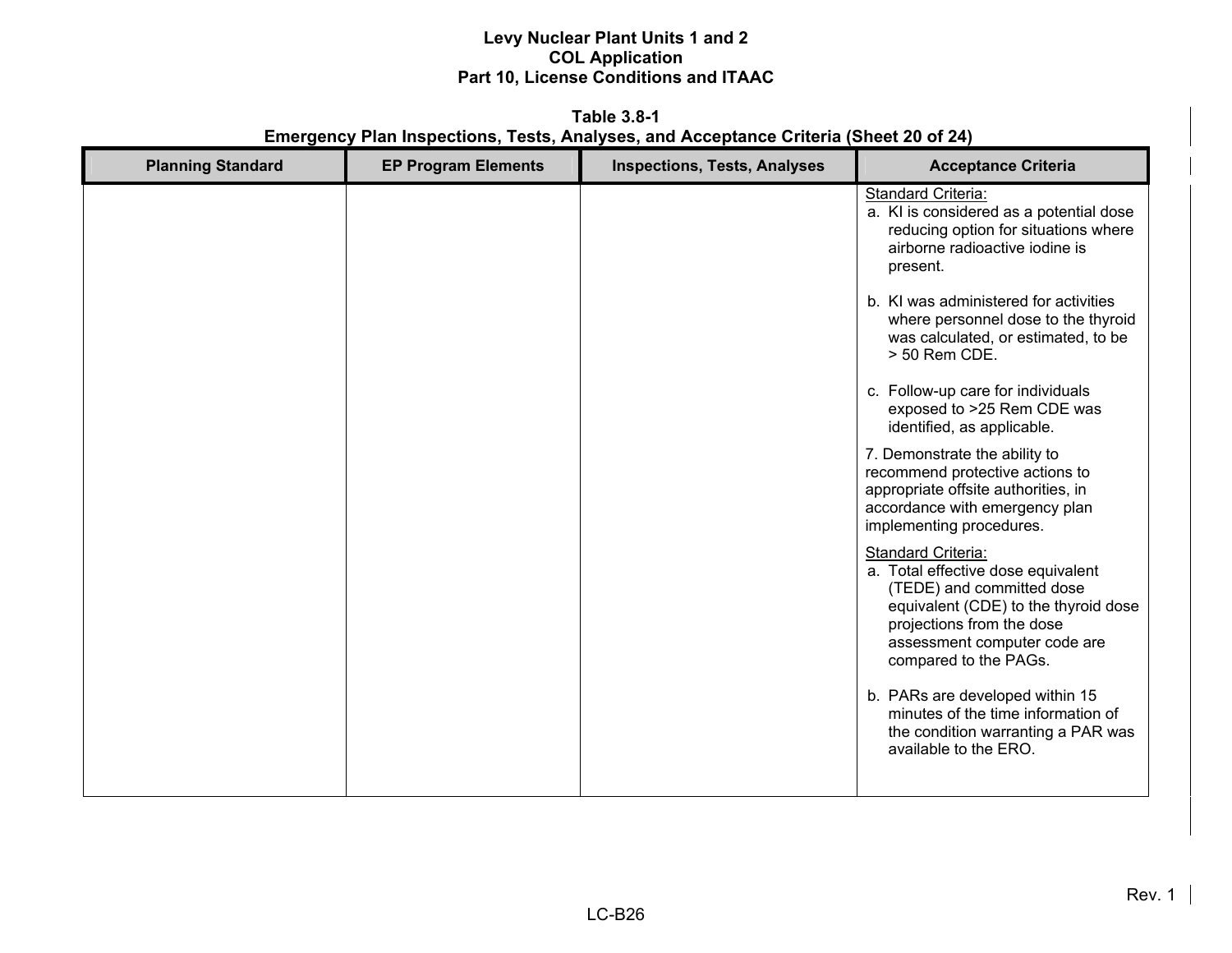Table 3.8-1
Emergency Plan Inspections, Tests, Analyses, and Acceptance Criteria (Sheet 20 of 24)

| Planning Standard | EP Program Elements | Inspections, Tests, Analyses | Acceptance Criteria |
|---|---|---|---|
| | | | Standard Criteria:<br>a. KI is considered as a potential dose reducing option for situations where airborne radioactive iodine is present.<br><br>b. KI was administered for activities where personnel dose to the thyroid was calculated, or estimated, to be > 50 Rem CDE.<br><br>c. Follow-up care for individuals exposed to >25 Rem CDE was identified, as applicable.<br><br>7. Demonstrate the ability to recommend protective actions to appropriate offsite authorities, in accordance with emergency plan implementing procedures.<br><br>Standard Criteria:<br>a. Total effective dose equivalent (TEDE) and committed dose equivalent (CDE) to the thyroid dose projections from the dose assessment computer code are compared to the PAGs.<br><br>b. PARs are developed within 15 minutes of the time information of the condition warranting a PAR was available to the ERO. |

Rev. 1

LC-B26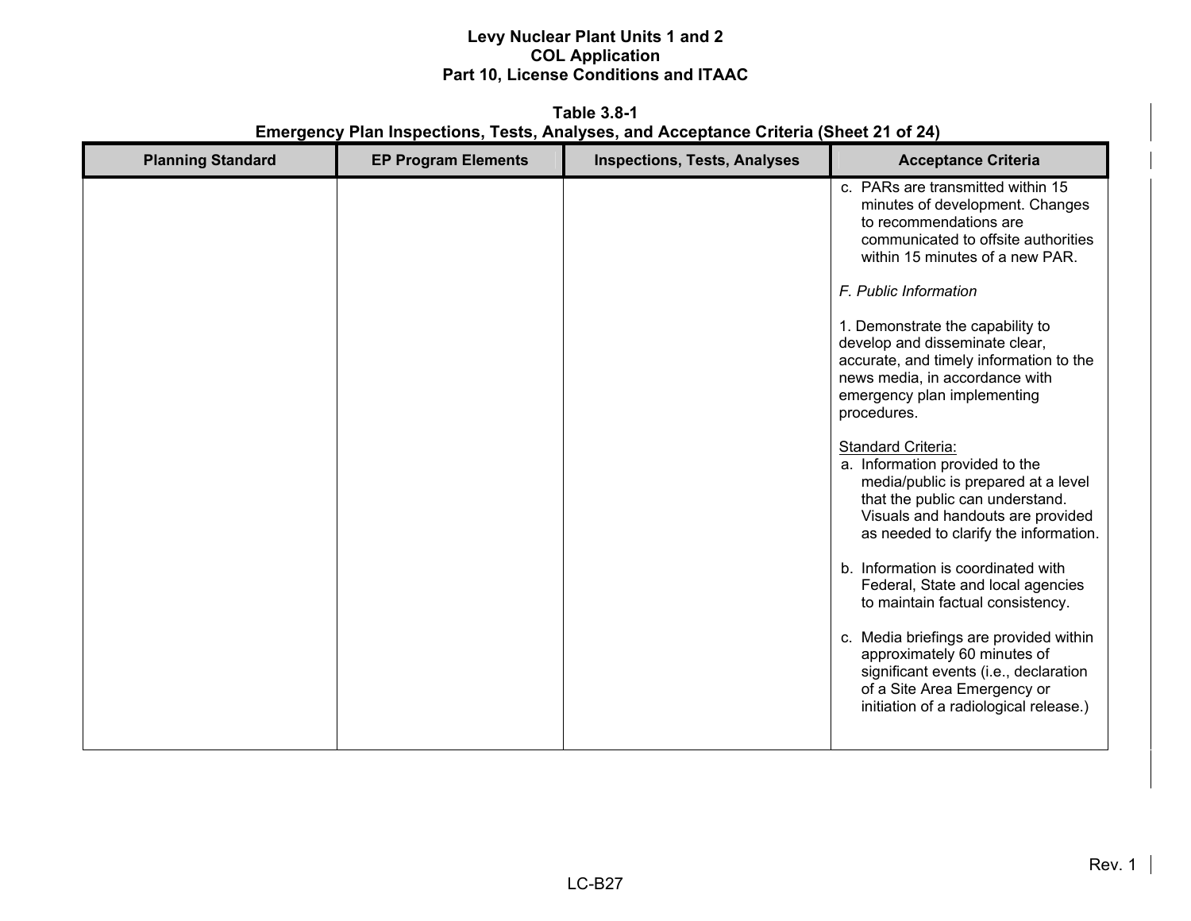**Table 3.8-1**
**Emergency Plan Inspections, Tests, Analyses, and Acceptance Criteria (Sheet 21 of 24)**

| Planning Standard | EP Program Elements | Inspections, Tests, Analyses | Acceptance Criteria |
|---|---|---|---|
| | | | c. PARs are transmitted within 15 minutes of development. Changes to recommendations are communicated to offsite authorities within 15 minutes of a new PAR.<br><br>*F. Public Information*<br><br>1. Demonstrate the capability to develop and disseminate clear, accurate, and timely information to the news media, in accordance with emergency plan implementing procedures.<br><br>Standard Criteria:<br>a. Information provided to the media/public is prepared at a level that the public can understand. Visuals and handouts are provided as needed to clarify the information.<br><br>b. Information is coordinated with Federal, State and local agencies to maintain factual consistency.<br><br>c. Media briefings are provided within approximately 60 minutes of significant events (i.e., declaration of a Site Area Emergency or initiation of a radiological release.) |

Rev. 1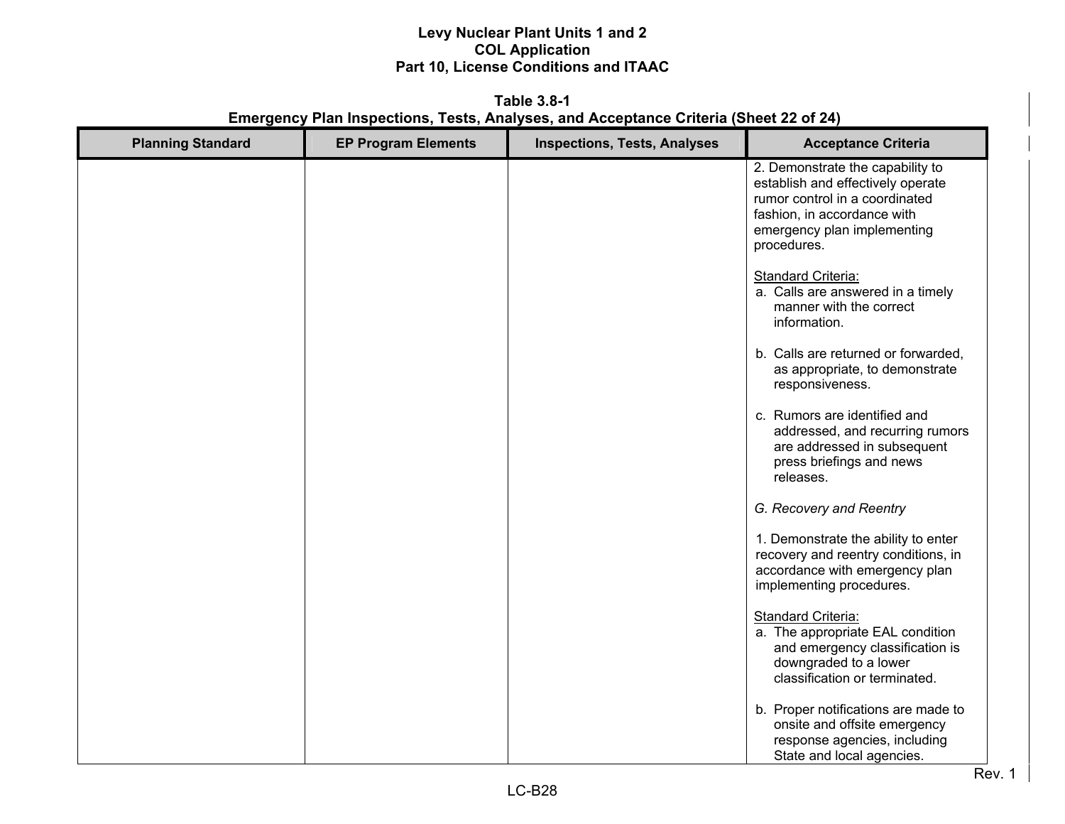**Table 3.8-1**
**Emergency Plan Inspections, Tests, Analyses, and Acceptance Criteria (Sheet 22 of 24)**

| Planning Standard | EP Program Elements | Inspections, Tests, Analyses | Acceptance Criteria |
|---|---|---|---|
| | | | 2. Demonstrate the capability to establish and effectively operate rumor control in a coordinated fashion, in accordance with emergency plan implementing procedures.<br><br><u>Standard Criteria:</u><br>a. Calls are answered in a timely manner with the correct information.<br><br>b. Calls are returned or forwarded, as appropriate, to demonstrate responsiveness.<br><br>c. Rumors are identified and addressed, and recurring rumors are addressed in subsequent press briefings and news releases.<br><br>*G. Recovery and Reentry*<br><br>1. Demonstrate the ability to enter recovery and reentry conditions, in accordance with emergency plan implementing procedures.<br><br><u>Standard Criteria:</u><br>a. The appropriate EAL condition and emergency classification is downgraded to a lower classification or terminated.<br><br>b. Proper notifications are made to onsite and offsite emergency response agencies, including State and local agencies. |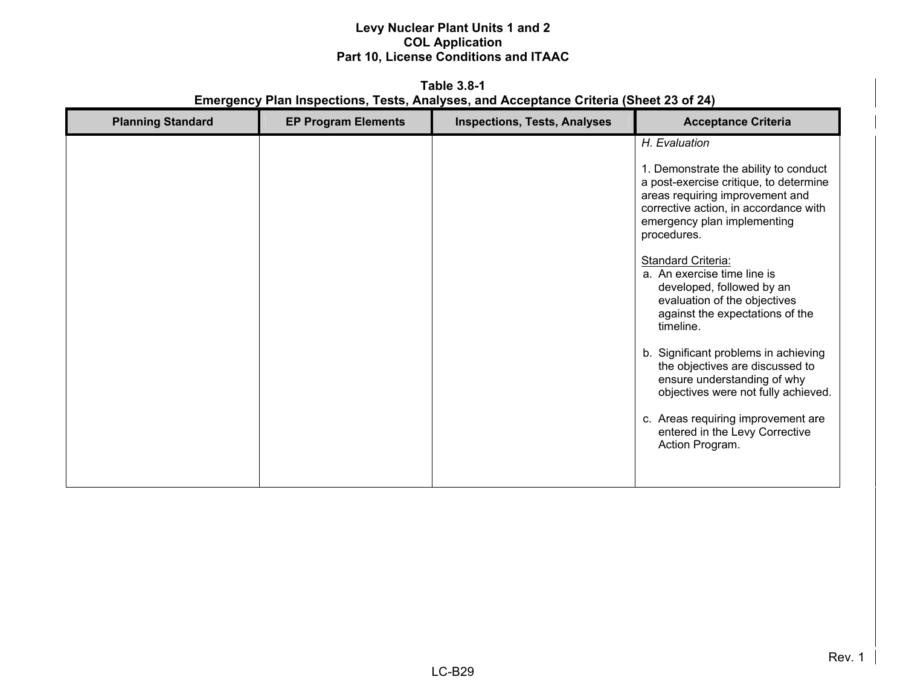**Levy Nuclear Plant Units 1 and 2**
**COL Application**
**Part 10, License Conditions and ITAAC**

**Table 3.8-1**
**Emergency Plan Inspections, Tests, Analyses, and Acceptance Criteria (Sheet 23 of 24)**

| Planning Standard | EP Program Elements | Inspections, Tests, Analyses | Acceptance Criteria |
|---|---|---|---|
| | | | *H. Evaluation*<br><br>1. Demonstrate the ability to conduct a post-exercise critique, to determine areas requiring improvement and corrective action, in accordance with emergency plan implementing procedures.<br><br>Standard Criteria:<br>a. An exercise time line is developed, followed by an evaluation of the objectives against the expectations of the timeline.<br><br>b. Significant problems in achieving the objectives are discussed to ensure understanding of why objectives were not fully achieved.<br><br>c. Areas requiring improvement are entered in the Levy Corrective Action Program. |

Rev. 1

LC-B29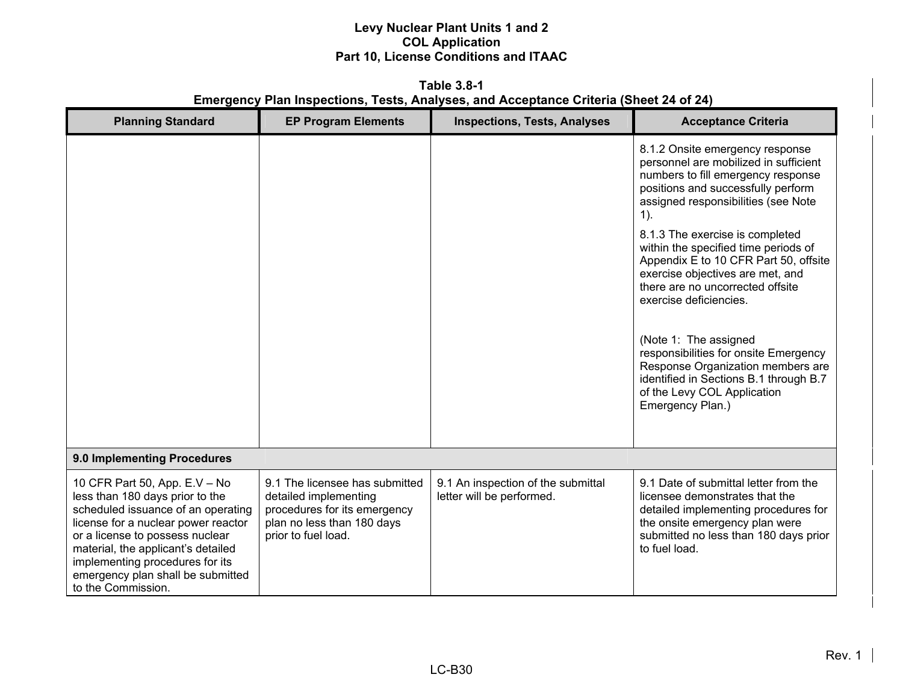**Table 3.8-1**
**Emergency Plan Inspections, Tests, Analyses, and Acceptance Criteria (Sheet 24 of 24)**

| Planning Standard | EP Program Elements | Inspections, Tests, Analyses | Acceptance Criteria |
|---|---|---|---|
| | | | 8.1.2 Onsite emergency response personnel are mobilized in sufficient numbers to fill emergency response positions and successfully perform assigned responsibilities (see Note 1).<br><br>8.1.3 The exercise is completed within the specified time periods of Appendix E to 10 CFR Part 50, offsite exercise objectives are met, and there are no uncorrected offsite exercise deficiencies.<br><br>(Note 1: The assigned responsibilities for onsite Emergency Response Organization members are identified in Sections B.1 through B.7 of the Levy COL Application Emergency Plan.) |
| **9.0 Implementing Procedures** | | | |
| 10 CFR Part 50, App. E.V – No less than 180 days prior to the scheduled issuance of an operating license for a nuclear power reactor or a license to possess nuclear material, the applicant's detailed implementing procedures for its emergency plan shall be submitted to the Commission. | 9.1 The licensee has submitted detailed implementing procedures for its emergency plan no less than 180 days prior to fuel load. | 9.1 An inspection of the submittal letter will be performed. | 9.1 Date of submittal letter from the licensee demonstrates that the detailed implementing procedures for the onsite emergency plan were submitted no less than 180 days prior to fuel load. |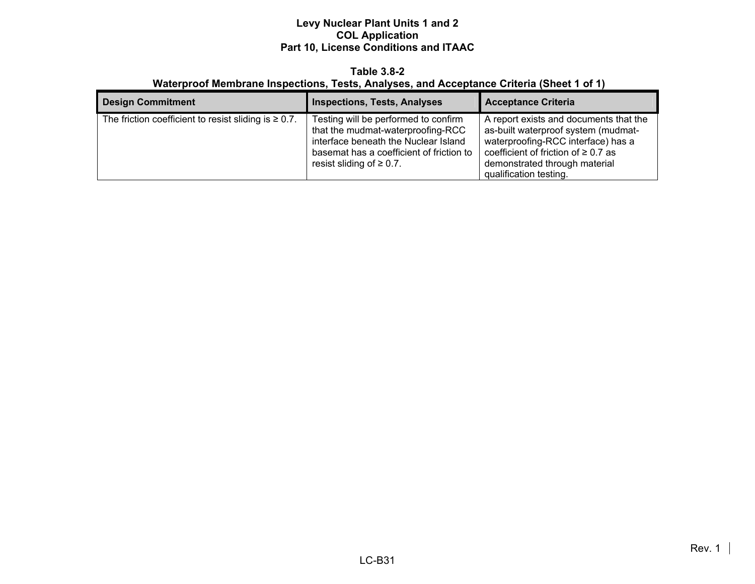**Table 3.8-2**
**Waterproof Membrane Inspections, Tests, Analyses, and Acceptance Criteria (Sheet 1 of 1)**

| Design Commitment | Inspections, Tests, Analyses | Acceptance Criteria |
|---|---|---|
| The friction coefficient to resist sliding is ≥ 0.7. | Testing will be performed to confirm that the mudmat-waterproofing-RCC interface beneath the Nuclear Island basemat has a coefficient of friction to resist sliding of ≥ 0.7. | A report exists and documents that the as-built waterproof system (mudmat-waterproofing-RCC interface) has a coefficient of friction of ≥ 0.7 as demonstrated through material qualification testing. |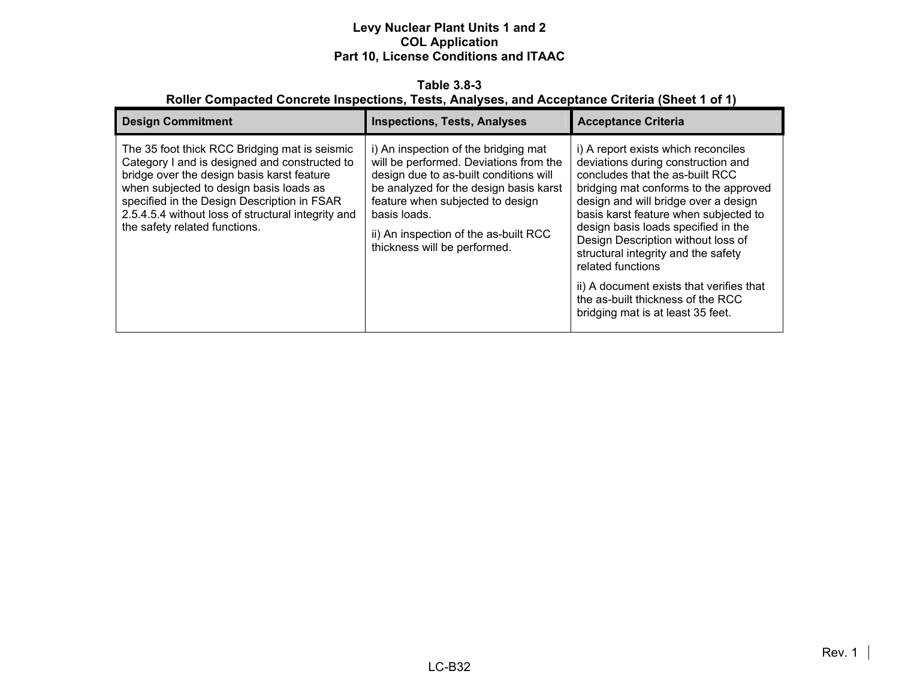**Table 3.8-3**
**Roller Compacted Concrete Inspections, Tests, Analyses, and Acceptance Criteria (Sheet 1 of 1)**

| Design Commitment | Inspections, Tests, Analyses | Acceptance Criteria |
|---|---|---|
| The 35 foot thick RCC Bridging mat is seismic Category I and is designed and constructed to bridge over the design basis karst feature when subjected to design basis loads as specified in the Design Description in FSAR 2.5.4.5.4 without loss of structural integrity and the safety related functions. | i) An inspection of the bridging mat will be performed. Deviations from the design due to as-built conditions will be analyzed for the design basis karst feature when subjected to design basis loads.<br><br>ii) An inspection of the as-built RCC thickness will be performed. | i) A report exists which reconciles deviations during construction and concludes that the as-built RCC bridging mat conforms to the approved design and will bridge over a design basis karst feature when subjected to design basis loads specified in the Design Description without loss of structural integrity and the safety related functions<br><br>ii) A document exists that verifies that the as-built thickness of the RCC bridging mat is at least 35 feet. |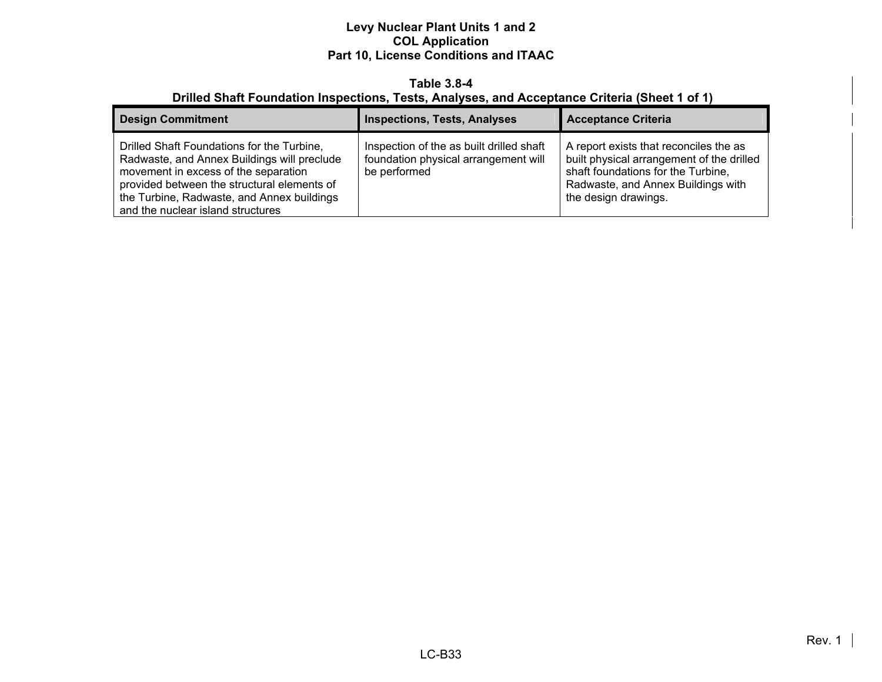**Table 3.8-4**
**Drilled Shaft Foundation Inspections, Tests, Analyses, and Acceptance Criteria (Sheet 1 of 1)**

| Design Commitment | Inspections, Tests, Analyses | Acceptance Criteria |
|---|---|---|
| Drilled Shaft Foundations for the Turbine, Radwaste, and Annex Buildings will preclude movement in excess of the separation provided between the structural elements of the Turbine, Radwaste, and Annex buildings and the nuclear island structures | Inspection of the as built drilled shaft foundation physical arrangement will be performed | A report exists that reconciles the as built physical arrangement of the drilled shaft foundations for the Turbine, Radwaste, and Annex Buildings with the design drawings. |